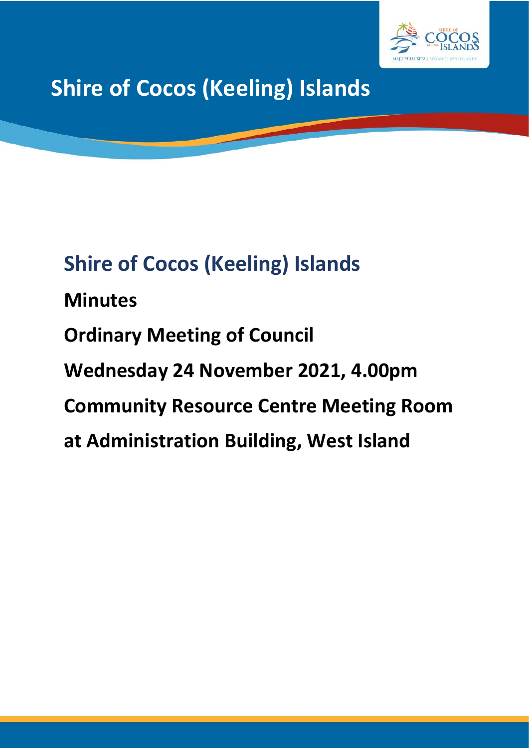# Shire of Cocos (Keeling) Islands

## Shire of Cocos (Keeling) Islands

**Minutes**

**Ordinary Meeting of Council**

**Wednesday 24 November 2021, 4.00pm**

**Community Resource Centre Meeting Room**

**at Administration Building, West Island**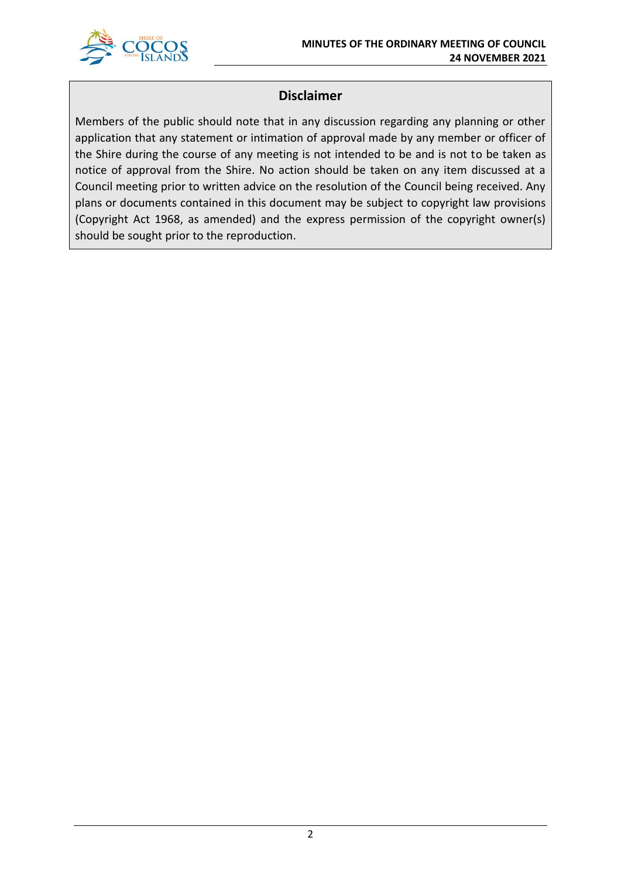## Disclaimer

Members of the public should note that in any discussion regarding any planning or other application that any statement or intimation of approval made by any member or officer of the Shire during the course of any meeting is not intended to be and is not to be taken as notice of approval from the Shire. No action should be taken on any item discussed at a Council meeting prior to written advice on the resolution of the Council being received. Any plans or documents contained in this document may be subject to copyright law provisions (Copyright Act 1968, as amended) and the express permission of the copyright owner(s) should be sought prior to the reproduction.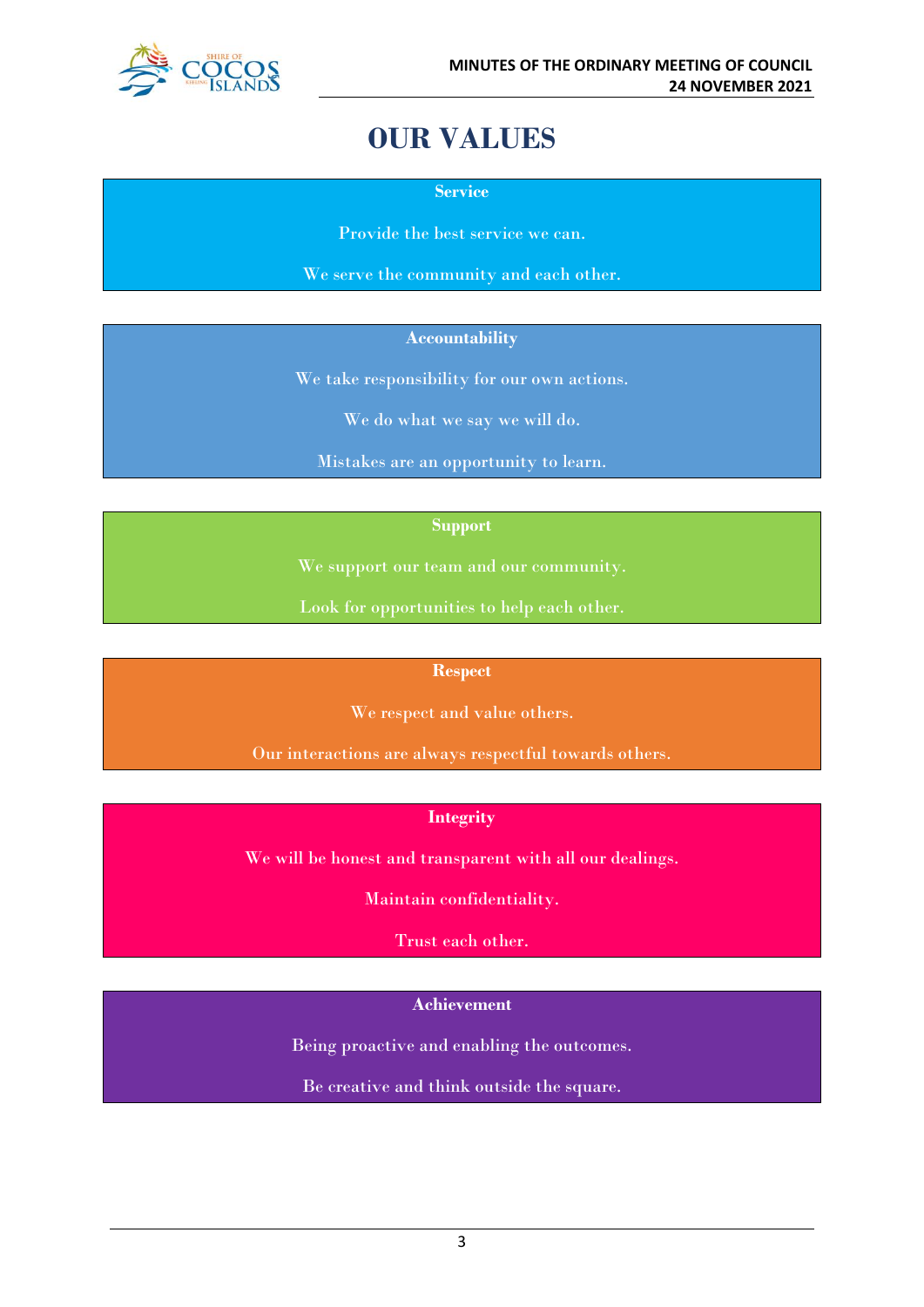# OUR VALUES

**Service**

Provide the best service we can.

We serve the community and each other.

**Accountability**

We take responsibility for our own actions.

We do what we say we will do.

Mistakes are an opportunity to learn.

**Support**

We support our team and our community.

Look for opportunities to help each other.

**Respect**

We respect and value others.

Our interactions are always respectful towards others.

**Integrity**

We will be honest and transparent with all our dealings.

Maintain confidentiality.

Trust each other.

**Achievement**

Being proactive and enabling the outcomes.

Be creative and think outside the square.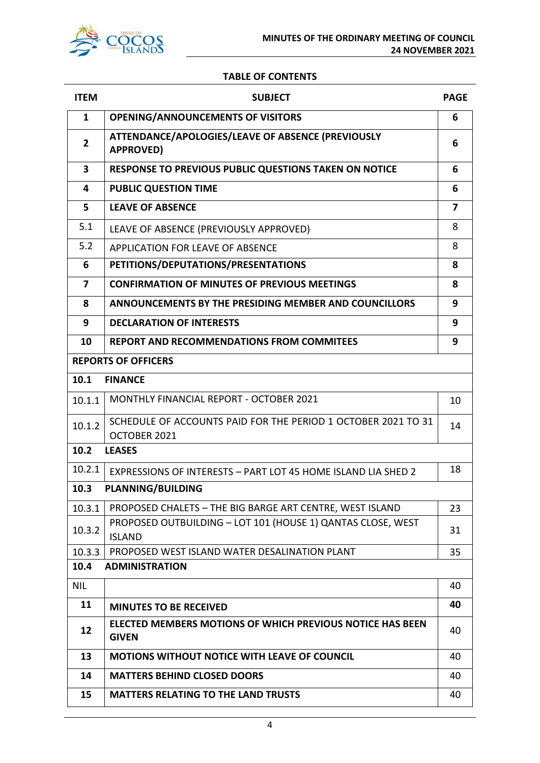## TABLE OF CONTENTS

| ITEM | SUBJECT | PAGE |
|---|---|---|
| **1** | **OPENING/ANNOUNCEMENTS OF VISITORS** | **6** |
| **2** | **ATTENDANCE/APOLOGIES/LEAVE OF ABSENCE (PREVIOUSLY APPROVED)** | **6** |
| **3** | **RESPONSE TO PREVIOUS PUBLIC QUESTIONS TAKEN ON NOTICE** | **6** |
| **4** | **PUBLIC QUESTION TIME** | **6** |
| **5** | **LEAVE OF ABSENCE** | **7** |
| 5.1 | LEAVE OF ABSENCE (PREVIOUSLY APPROVED) | 8 |
| 5.2 | APPLICATION FOR LEAVE OF ABSENCE | 8 |
| **6** | **PETITIONS/DEPUTATIONS/PRESENTATIONS** | **8** |
| **7** | **CONFIRMATION OF MINUTES OF PREVIOUS MEETINGS** | **8** |
| **8** | **ANNOUNCEMENTS BY THE PRESIDING MEMBER AND COUNCILLORS** | **9** |
| **9** | **DECLARATION OF INTERESTS** | **9** |
| **10** | **REPORT AND RECOMMENDATIONS FROM COMMITEES** | **9** |
| **REPORTS OF OFFICERS** | | |
| **10.1 FINANCE** | | |
| 10.1.1 | MONTHLY FINANCIAL REPORT - OCTOBER 2021 | 10 |
| 10.1.2 | SCHEDULE OF ACCOUNTS PAID FOR THE PERIOD 1 OCTOBER 2021 TO 31 OCTOBER 2021 | 14 |
| **10.2 LEASES** | | |
| 10.2.1 | EXPRESSIONS OF INTERESTS – PART LOT 45 HOME ISLAND LIA SHED 2 | 18 |
| **10.3 PLANNING/BUILDING** | | |
| 10.3.1 | PROPOSED CHALETS – THE BIG BARGE ART CENTRE, WEST ISLAND | 23 |
| 10.3.2 | PROPOSED OUTBUILDING – LOT 101 (HOUSE 1) QANTAS CLOSE, WEST ISLAND | 31 |
| 10.3.3 | PROPOSED WEST ISLAND WATER DESALINATION PLANT | 35 |
| **10.4 ADMINISTRATION** | | |
| NIL | | 40 |
| **11** | **MINUTES TO BE RECEIVED** | **40** |
| **12** | **ELECTED MEMBERS MOTIONS OF WHICH PREVIOUS NOTICE HAS BEEN GIVEN** | 40 |
| **13** | **MOTIONS WITHOUT NOTICE WITH LEAVE OF COUNCIL** | 40 |
| **14** | **MATTERS BEHIND CLOSED DOORS** | 40 |
| **15** | **MATTERS RELATING TO THE LAND TRUSTS** | 40 |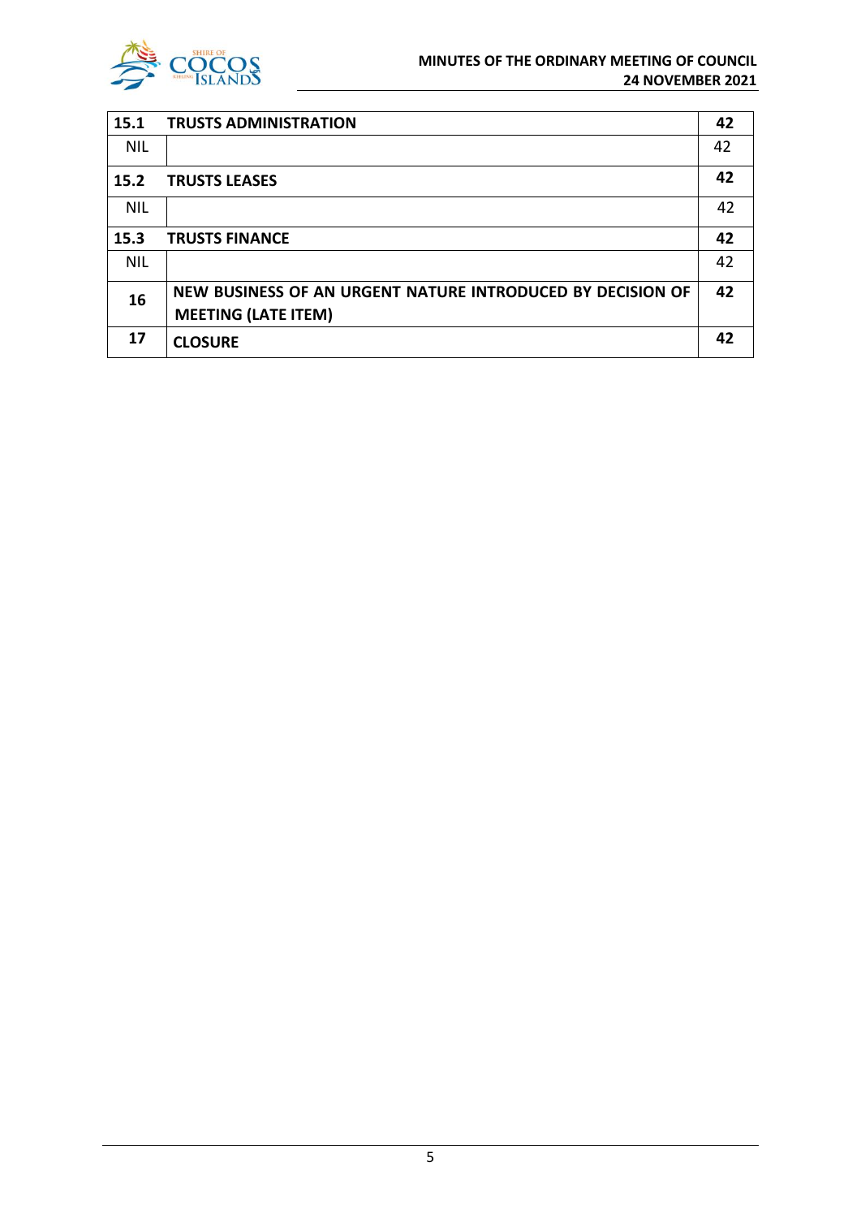| | | |
|---|---|---|
| **15.1** | **TRUSTS ADMINISTRATION** | **42** |
| NIL | | 42 |
| **15.2** | **TRUSTS LEASES** | **42** |
| NIL | | 42 |
| **15.3** | **TRUSTS FINANCE** | **42** |
| NIL | | 42 |
| **16** | **NEW BUSINESS OF AN URGENT NATURE INTRODUCED BY DECISION OF MEETING (LATE ITEM)** | **42** |
| **17** | **CLOSURE** | **42** |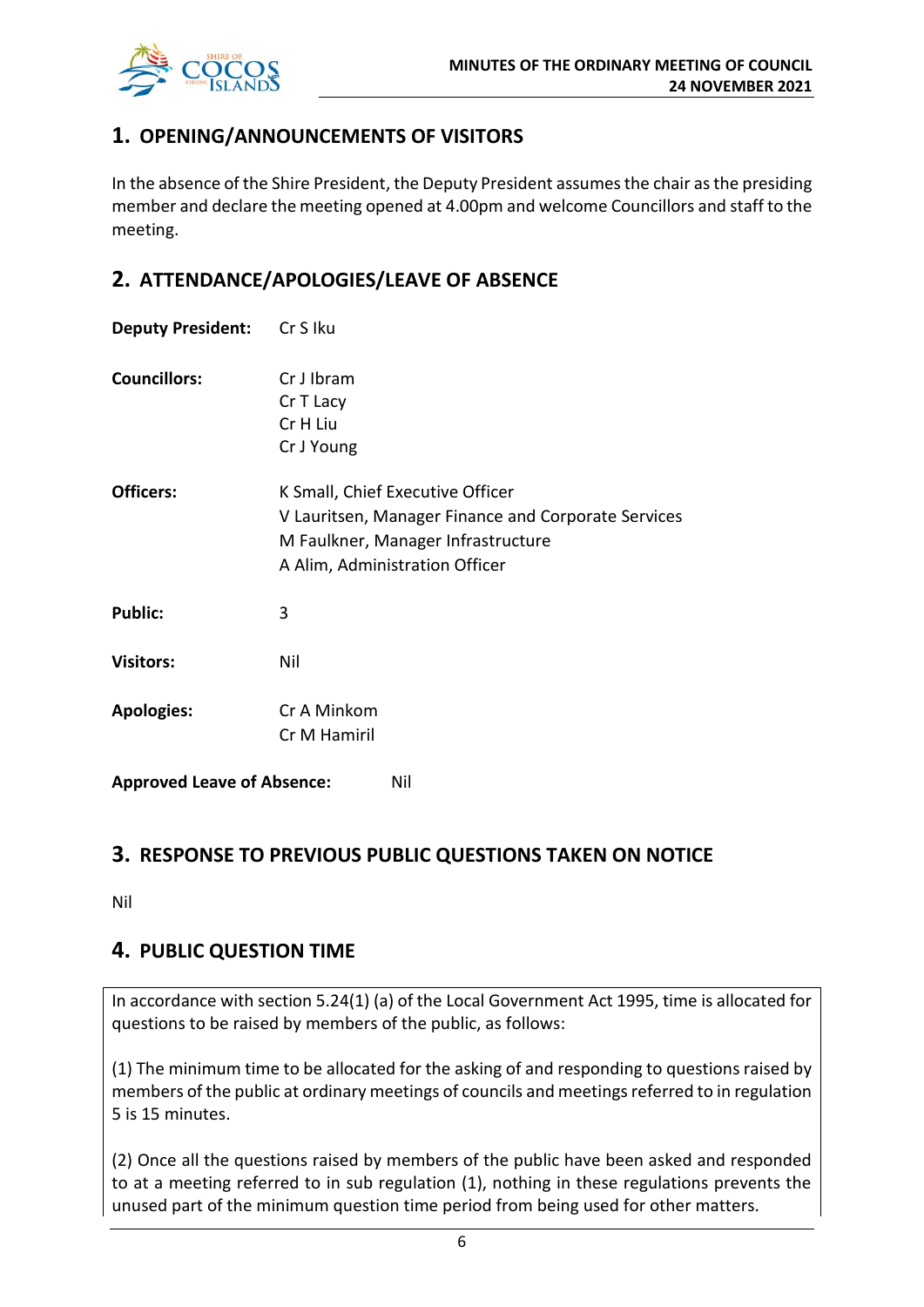## 1. OPENING/ANNOUNCEMENTS OF VISITORS

In the absence of the Shire President, the Deputy President assumes the chair as the presiding member and declare the meeting opened at 4.00pm and welcome Councillors and staff to the meeting.

## 2. ATTENDANCE/APOLOGIES/LEAVE OF ABSENCE

**Deputy President:** Cr S Iku

**Councillors:** Cr J Ibram
Cr T Lacy
Cr H Liu
Cr J Young

**Officers:** K Small, Chief Executive Officer
V Lauritsen, Manager Finance and Corporate Services
M Faulkner, Manager Infrastructure
A Alim, Administration Officer

**Public:** 3

**Visitors:** Nil

**Apologies:** Cr A Minkom
Cr M Hamiril

**Approved Leave of Absence:** Nil

## 3. RESPONSE TO PREVIOUS PUBLIC QUESTIONS TAKEN ON NOTICE

Nil

## 4. PUBLIC QUESTION TIME

In accordance with section 5.24(1) (a) of the Local Government Act 1995, time is allocated for questions to be raised by members of the public, as follows:

(1) The minimum time to be allocated for the asking of and responding to questions raised by members of the public at ordinary meetings of councils and meetings referred to in regulation 5 is 15 minutes.

(2) Once all the questions raised by members of the public have been asked and responded to at a meeting referred to in sub regulation (1), nothing in these regulations prevents the unused part of the minimum question time period from being used for other matters.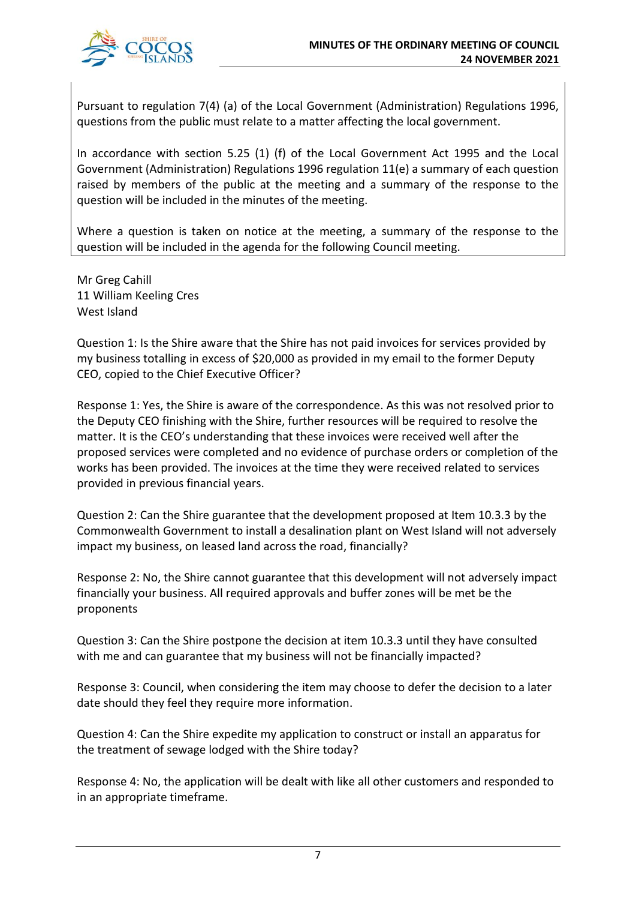Pursuant to regulation 7(4) (a) of the Local Government (Administration) Regulations 1996, questions from the public must relate to a matter affecting the local government.

In accordance with section 5.25 (1) (f) of the Local Government Act 1995 and the Local Government (Administration) Regulations 1996 regulation 11(e) a summary of each question raised by members of the public at the meeting and a summary of the response to the question will be included in the minutes of the meeting.

Where a question is taken on notice at the meeting, a summary of the response to the question will be included in the agenda for the following Council meeting.

Mr Greg Cahill
11 William Keeling Cres
West Island

Question 1: Is the Shire aware that the Shire has not paid invoices for services provided by my business totalling in excess of $20,000 as provided in my email to the former Deputy CEO, copied to the Chief Executive Officer?

Response 1: Yes, the Shire is aware of the correspondence. As this was not resolved prior to the Deputy CEO finishing with the Shire, further resources will be required to resolve the matter. It is the CEO's understanding that these invoices were received well after the proposed services were completed and no evidence of purchase orders or completion of the works has been provided. The invoices at the time they were received related to services provided in previous financial years.

Question 2: Can the Shire guarantee that the development proposed at Item 10.3.3 by the Commonwealth Government to install a desalination plant on West Island will not adversely impact my business, on leased land across the road, financially?

Response 2: No, the Shire cannot guarantee that this development will not adversely impact financially your business. All required approvals and buffer zones will be met be the proponents

Question 3: Can the Shire postpone the decision at item 10.3.3 until they have consulted with me and can guarantee that my business will not be financially impacted?

Response 3: Council, when considering the item may choose to defer the decision to a later date should they feel they require more information.

Question 4: Can the Shire expedite my application to construct or install an apparatus for the treatment of sewage lodged with the Shire today?

Response 4: No, the application will be dealt with like all other customers and responded to in an appropriate timeframe.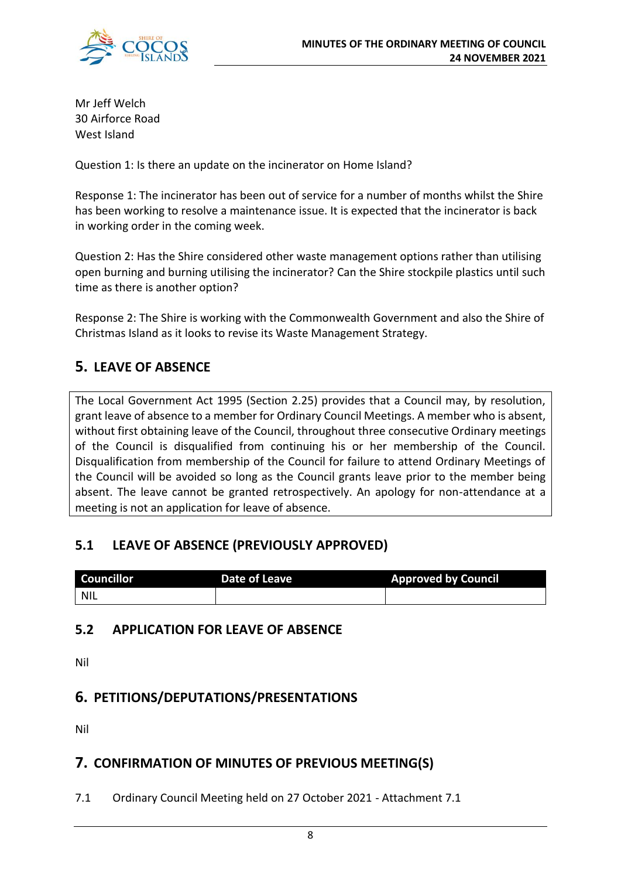Mr Jeff Welch
30 Airforce Road
West Island

Question 1: Is there an update on the incinerator on Home Island?

Response 1: The incinerator has been out of service for a number of months whilst the Shire has been working to resolve a maintenance issue. It is expected that the incinerator is back in working order in the coming week.

Question 2: Has the Shire considered other waste management options rather than utilising open burning and burning utilising the incinerator? Can the Shire stockpile plastics until such time as there is another option?

Response 2: The Shire is working with the Commonwealth Government and also the Shire of Christmas Island as it looks to revise its Waste Management Strategy.

## 5. LEAVE OF ABSENCE

The Local Government Act 1995 (Section 2.25) provides that a Council may, by resolution, grant leave of absence to a member for Ordinary Council Meetings. A member who is absent, without first obtaining leave of the Council, throughout three consecutive Ordinary meetings of the Council is disqualified from continuing his or her membership of the Council. Disqualification from membership of the Council for failure to attend Ordinary Meetings of the Council will be avoided so long as the Council grants leave prior to the member being absent. The leave cannot be granted retrospectively. An apology for non-attendance at a meeting is not an application for leave of absence.

### 5.1 LEAVE OF ABSENCE (PREVIOUSLY APPROVED)

| Councillor | Date of Leave | Approved by Council |
|---|---|---|
| NIL | | |

### 5.2 APPLICATION FOR LEAVE OF ABSENCE

Nil

## 6. PETITIONS/DEPUTATIONS/PRESENTATIONS

Nil

## 7. CONFIRMATION OF MINUTES OF PREVIOUS MEETING(S)

7.1 Ordinary Council Meeting held on 27 October 2021 - Attachment 7.1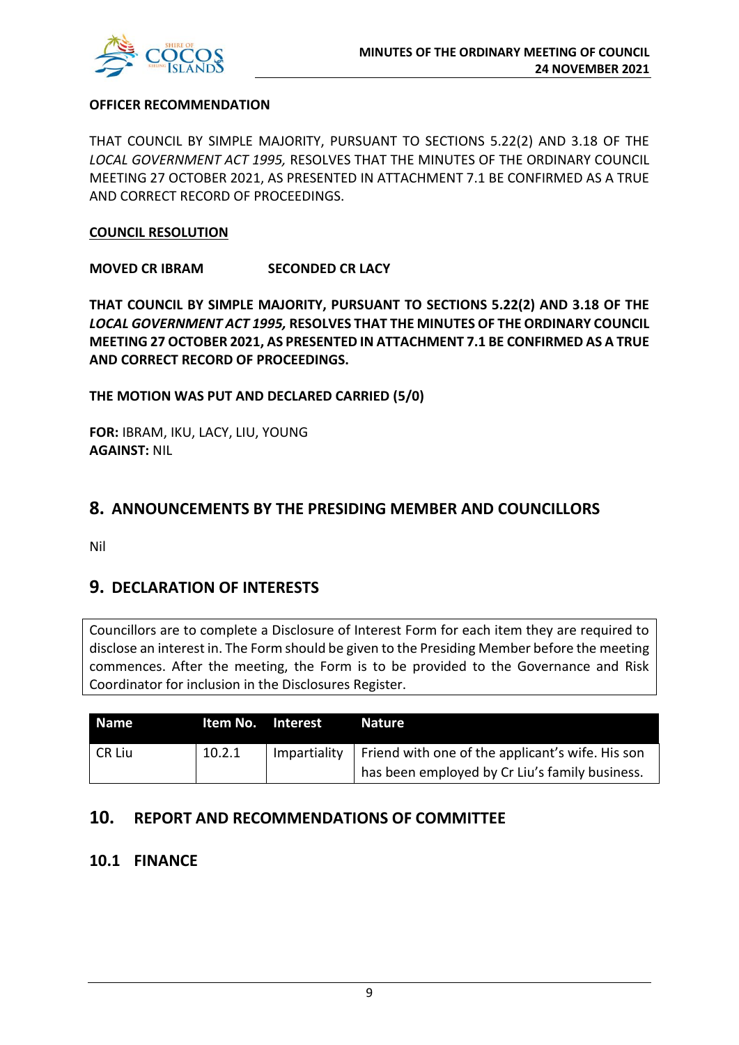**OFFICER RECOMMENDATION**

THAT COUNCIL BY SIMPLE MAJORITY, PURSUANT TO SECTIONS 5.22(2) AND 3.18 OF THE *LOCAL GOVERNMENT ACT 1995,* RESOLVES THAT THE MINUTES OF THE ORDINARY COUNCIL MEETING 27 OCTOBER 2021, AS PRESENTED IN ATTACHMENT 7.1 BE CONFIRMED AS A TRUE AND CORRECT RECORD OF PROCEEDINGS.

**COUNCIL RESOLUTION**

**MOVED CR IBRAM SECONDED CR LACY**

**THAT COUNCIL BY SIMPLE MAJORITY, PURSUANT TO SECTIONS 5.22(2) AND 3.18 OF THE *LOCAL GOVERNMENT ACT 1995,* RESOLVES THAT THE MINUTES OF THE ORDINARY COUNCIL MEETING 27 OCTOBER 2021, AS PRESENTED IN ATTACHMENT 7.1 BE CONFIRMED AS A TRUE AND CORRECT RECORD OF PROCEEDINGS.**

**THE MOTION WAS PUT AND DECLARED CARRIED (5/0)**

**FOR:** IBRAM, IKU, LACY, LIU, YOUNG
**AGAINST:** NIL

## 8. ANNOUNCEMENTS BY THE PRESIDING MEMBER AND COUNCILLORS

Nil

## 9. DECLARATION OF INTERESTS

Councillors are to complete a Disclosure of Interest Form for each item they are required to disclose an interest in. The Form should be given to the Presiding Member before the meeting commences. After the meeting, the Form is to be provided to the Governance and Risk Coordinator for inclusion in the Disclosures Register.

| Name | Item No. | Interest | Nature |
|---|---|---|---|
| CR Liu | 10.2.1 | Impartiality | Friend with one of the applicant's wife. His son has been employed by Cr Liu's family business. |

## 10. REPORT AND RECOMMENDATIONS OF COMMITTEE

### 10.1 FINANCE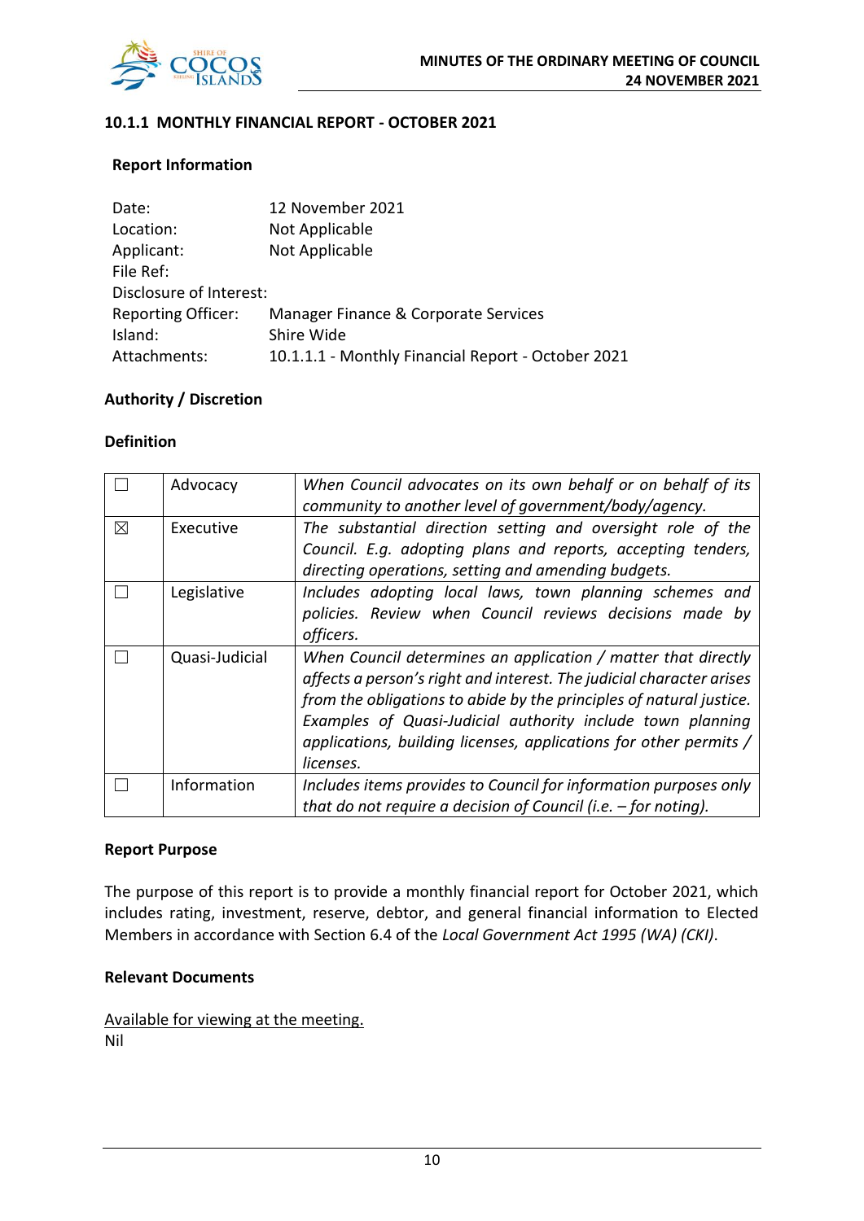### 10.1.1 MONTHLY FINANCIAL REPORT - OCTOBER 2021

**Report Information**

| | |
|---|---|
| Date: | 12 November 2021 |
| Location: | Not Applicable |
| Applicant: | Not Applicable |
| File Ref: | |
| Disclosure of Interest: | |
| Reporting Officer: | Manager Finance & Corporate Services |
| Island: | Shire Wide |
| Attachments: | 10.1.1.1 - Monthly Financial Report - October 2021 |

**Authority / Discretion**

**Definition**

| | | |
|---|---|---|
| ☐ | Advocacy | *When Council advocates on its own behalf or on behalf of its community to another level of government/body/agency.* |
| ☒ | Executive | *The substantial direction setting and oversight role of the Council. E.g. adopting plans and reports, accepting tenders, directing operations, setting and amending budgets.* |
| ☐ | Legislative | *Includes adopting local laws, town planning schemes and policies. Review when Council reviews decisions made by officers.* |
| ☐ | Quasi-Judicial | *When Council determines an application / matter that directly affects a person's right and interest. The judicial character arises from the obligations to abide by the principles of natural justice. Examples of Quasi-Judicial authority include town planning applications, building licenses, applications for other permits / licenses.* |
| ☐ | Information | *Includes items provides to Council for information purposes only that do not require a decision of Council (i.e. – for noting).* |

**Report Purpose**

The purpose of this report is to provide a monthly financial report for October 2021, which includes rating, investment, reserve, debtor, and general financial information to Elected Members in accordance with Section 6.4 of the *Local Government Act 1995 (WA) (CKI)*.

**Relevant Documents**

Available for viewing at the meeting.
Nil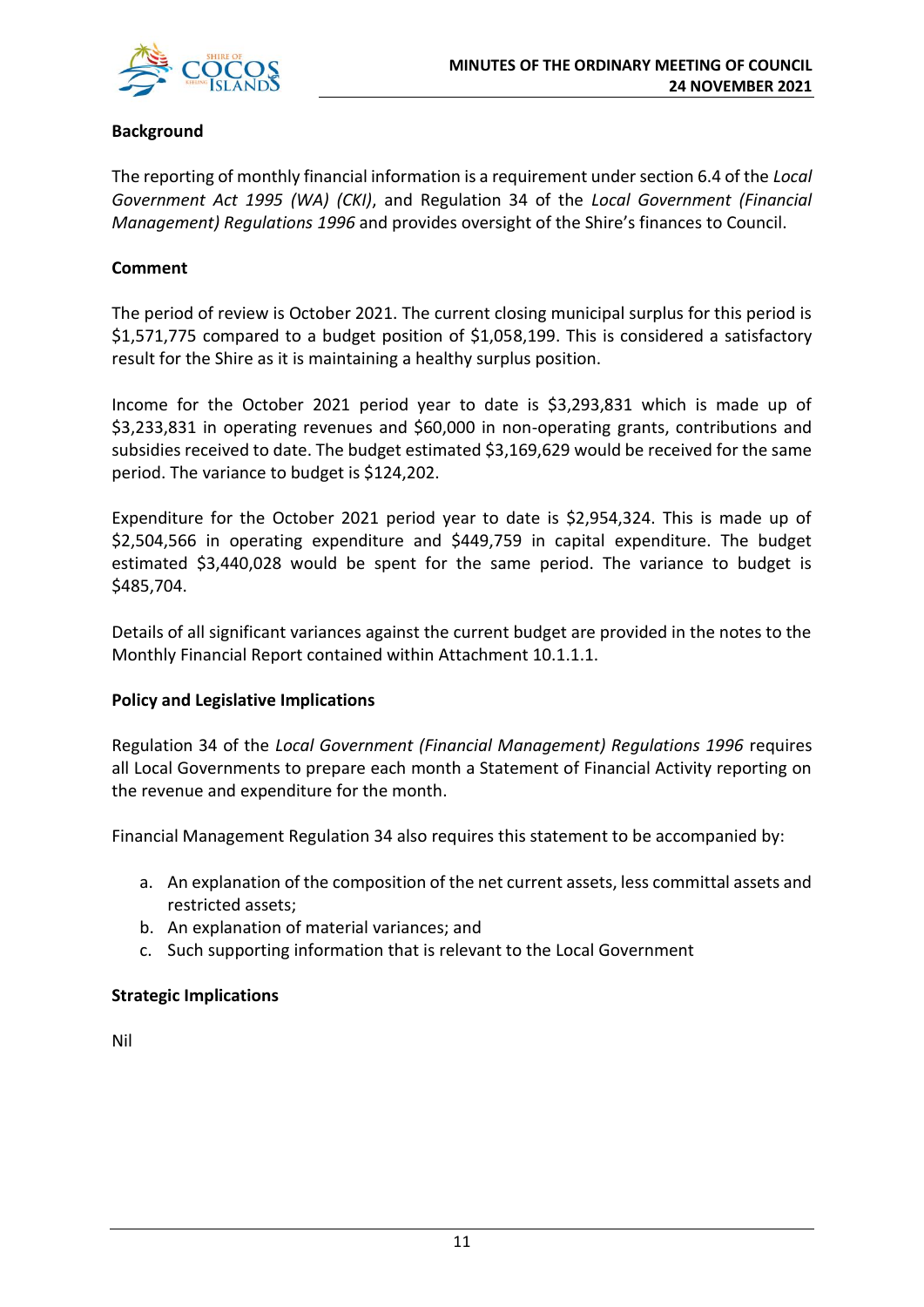**Background**

The reporting of monthly financial information is a requirement under section 6.4 of the *Local Government Act 1995 (WA) (CKI)*, and Regulation 34 of the *Local Government (Financial Management) Regulations 1996* and provides oversight of the Shire's finances to Council.

**Comment**

The period of review is October 2021. The current closing municipal surplus for this period is $1,571,775 compared to a budget position of $1,058,199. This is considered a satisfactory result for the Shire as it is maintaining a healthy surplus position.

Income for the October 2021 period year to date is $3,293,831 which is made up of $3,233,831 in operating revenues and $60,000 in non-operating grants, contributions and subsidies received to date. The budget estimated $3,169,629 would be received for the same period. The variance to budget is $124,202.

Expenditure for the October 2021 period year to date is $2,954,324. This is made up of $2,504,566 in operating expenditure and $449,759 in capital expenditure. The budget estimated $3,440,028 would be spent for the same period. The variance to budget is $485,704.

Details of all significant variances against the current budget are provided in the notes to the Monthly Financial Report contained within Attachment 10.1.1.1.

**Policy and Legislative Implications**

Regulation 34 of the *Local Government (Financial Management) Regulations 1996* requires all Local Governments to prepare each month a Statement of Financial Activity reporting on the revenue and expenditure for the month.

Financial Management Regulation 34 also requires this statement to be accompanied by:

a. An explanation of the composition of the net current assets, less committal assets and restricted assets;
b. An explanation of material variances; and
c. Such supporting information that is relevant to the Local Government

**Strategic Implications**

Nil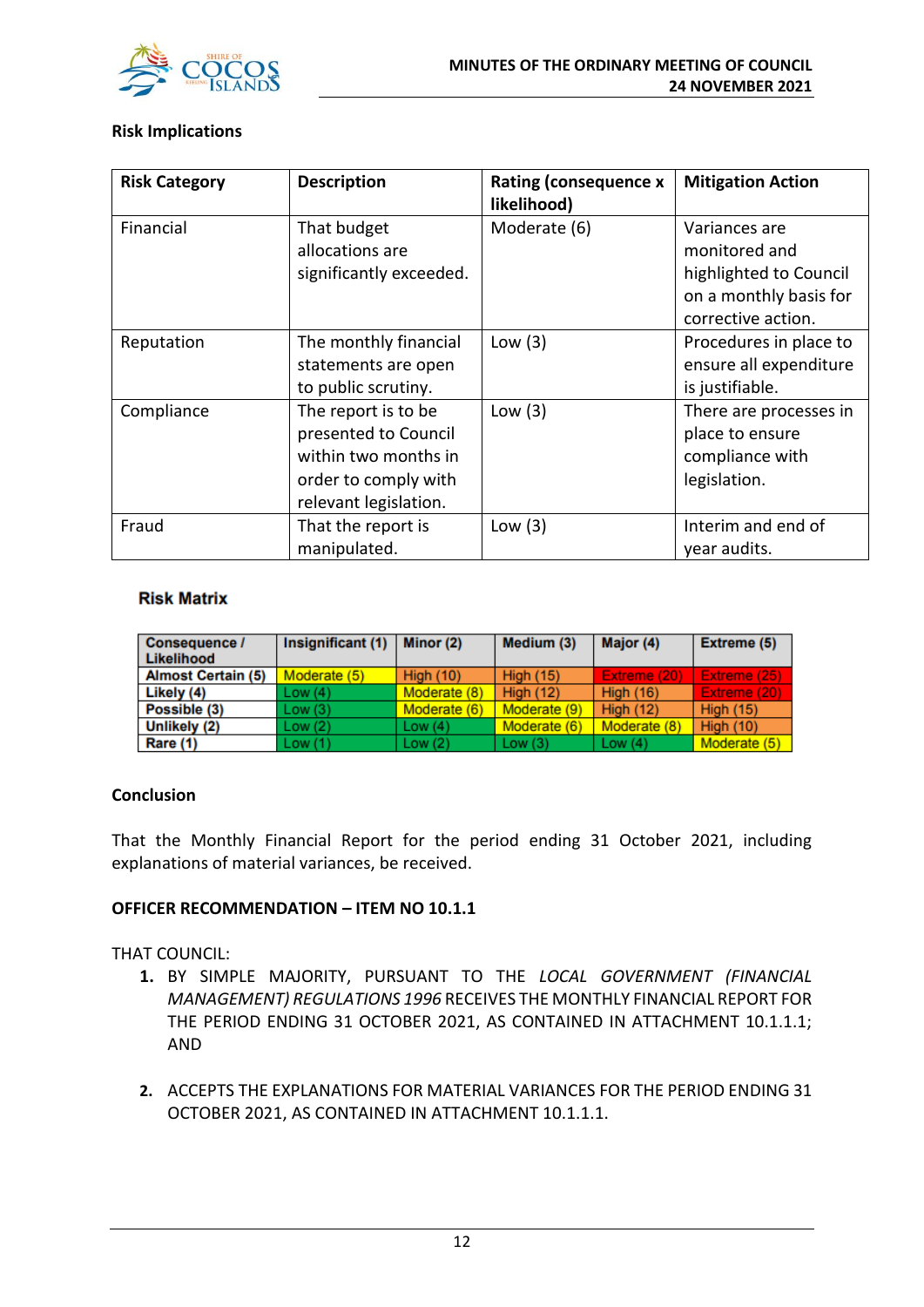### Risk Implications

| Risk Category | Description | Rating (consequence x likelihood) | Mitigation Action |
|---|---|---|---|
| Financial | That budget allocations are significantly exceeded. | Moderate (6) | Variances are monitored and highlighted to Council on a monthly basis for corrective action. |
| Reputation | The monthly financial statements are open to public scrutiny. | Low (3) | Procedures in place to ensure all expenditure is justifiable. |
| Compliance | The report is to be presented to Council within two months in order to comply with relevant legislation. | Low (3) | There are processes in place to ensure compliance with legislation. |
| Fraud | That the report is manipulated. | Low (3) | Interim and end of year audits. |

**Risk Matrix**

| Consequence / Likelihood | Insignificant (1) | Minor (2) | Medium (3) | Major (4) | Extreme (5) |
|---|---|---|---|---|---|
| Almost Certain (5) | Moderate (5) | High (10) | High (15) | Extreme (20) | Extreme (25) |
| Likely (4) | Low (4) | Moderate (8) | High (12) | High (16) | Extreme (20) |
| Possible (3) | Low (3) | Moderate (6) | Moderate (9) | High (12) | High (15) |
| Unlikely (2) | Low (2) | Low (4) | Moderate (6) | Moderate (8) | High (10) |
| Rare (1) | Low (1) | Low (2) | Low (3) | Low (4) | Moderate (5) |

### Conclusion

That the Monthly Financial Report for the period ending 31 October 2021, including explanations of material variances, be received.

**OFFICER RECOMMENDATION – ITEM NO 10.1.1**

THAT COUNCIL:

1. BY SIMPLE MAJORITY, PURSUANT TO THE *LOCAL GOVERNMENT (FINANCIAL MANAGEMENT) REGULATIONS 1996* RECEIVES THE MONTHLY FINANCIAL REPORT FOR THE PERIOD ENDING 31 OCTOBER 2021, AS CONTAINED IN ATTACHMENT 10.1.1.1; AND

2. ACCEPTS THE EXPLANATIONS FOR MATERIAL VARIANCES FOR THE PERIOD ENDING 31 OCTOBER 2021, AS CONTAINED IN ATTACHMENT 10.1.1.1.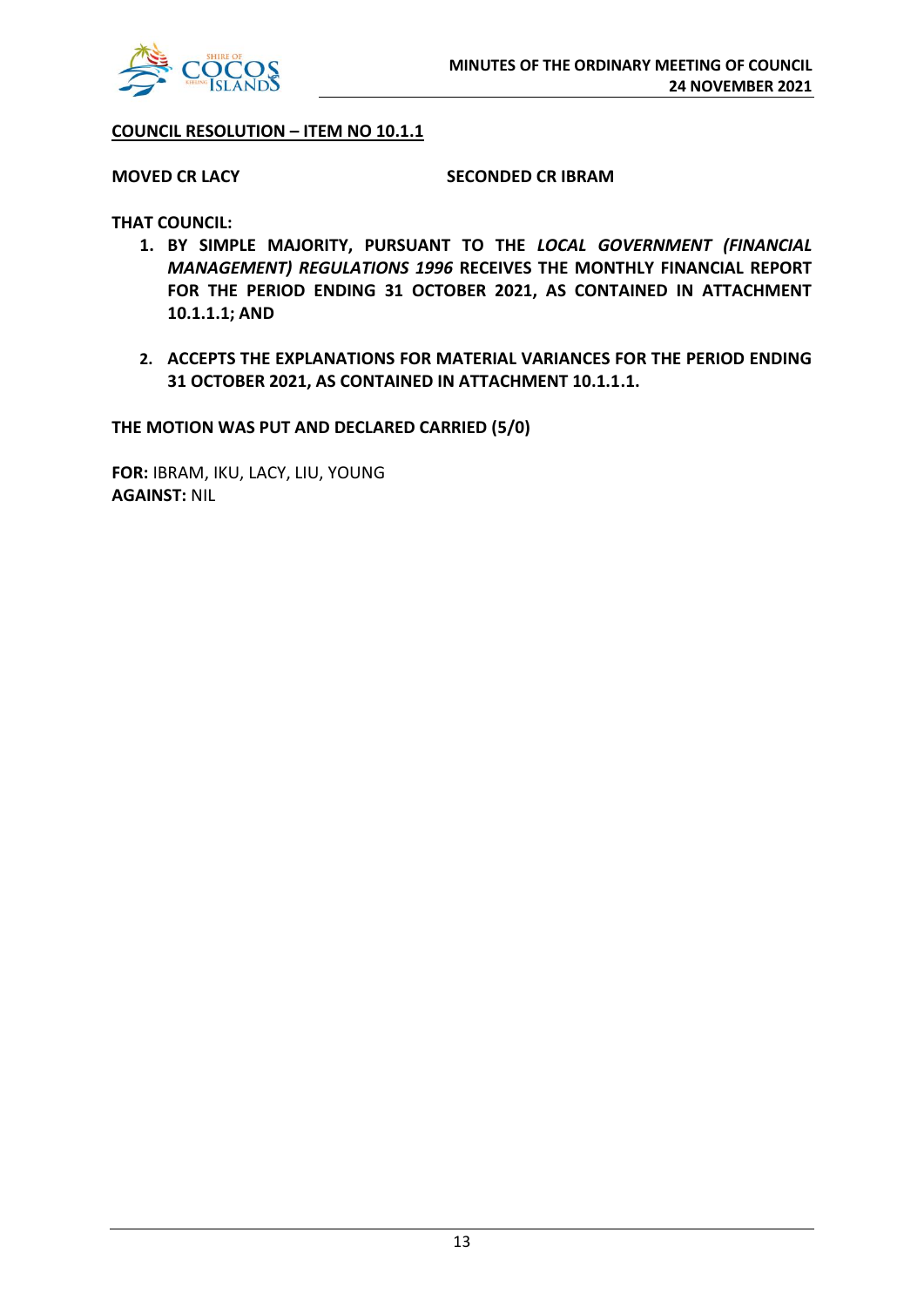**<u>COUNCIL RESOLUTION – ITEM NO 10.1.1</u>**

**MOVED CR LACY** **SECONDED CR IBRAM**

**THAT COUNCIL:**

1. **BY SIMPLE MAJORITY, PURSUANT TO THE *LOCAL GOVERNMENT (FINANCIAL MANAGEMENT) REGULATIONS 1996* RECEIVES THE MONTHLY FINANCIAL REPORT FOR THE PERIOD ENDING 31 OCTOBER 2021, AS CONTAINED IN ATTACHMENT 10.1.1.1; AND**

2. **ACCEPTS THE EXPLANATIONS FOR MATERIAL VARIANCES FOR THE PERIOD ENDING 31 OCTOBER 2021, AS CONTAINED IN ATTACHMENT 10.1.1.1.**

**THE MOTION WAS PUT AND DECLARED CARRIED (5/0)**

**FOR:** IBRAM, IKU, LACY, LIU, YOUNG
**AGAINST:** NIL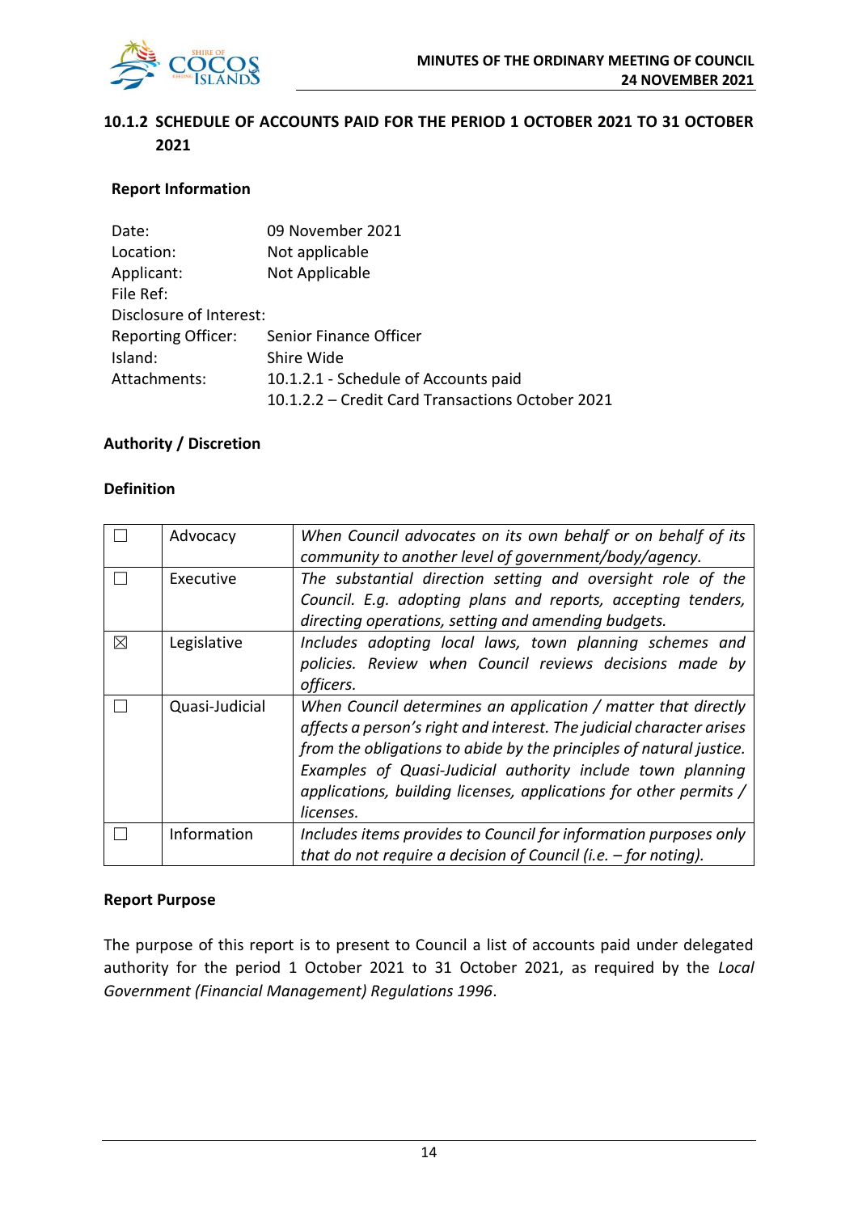### 10.1.2 SCHEDULE OF ACCOUNTS PAID FOR THE PERIOD 1 OCTOBER 2021 TO 31 OCTOBER 2021

**Report Information**

| | |
|---|---|
| Date: | 09 November 2021 |
| Location: | Not applicable |
| Applicant: | Not Applicable |
| File Ref: | |
| Disclosure of Interest: | |
| Reporting Officer: | Senior Finance Officer |
| Island: | Shire Wide |
| Attachments: | 10.1.2.1 - Schedule of Accounts paid<br>10.1.2.2 – Credit Card Transactions October 2021 |

**Authority / Discretion**

**Definition**

| | | |
|---|---|---|
| ☐ | Advocacy | *When Council advocates on its own behalf or on behalf of its community to another level of government/body/agency.* |
| ☐ | Executive | *The substantial direction setting and oversight role of the Council. E.g. adopting plans and reports, accepting tenders, directing operations, setting and amending budgets.* |
| ☒ | Legislative | *Includes adopting local laws, town planning schemes and policies. Review when Council reviews decisions made by officers.* |
| ☐ | Quasi-Judicial | *When Council determines an application / matter that directly affects a person's right and interest. The judicial character arises from the obligations to abide by the principles of natural justice. Examples of Quasi-Judicial authority include town planning applications, building licenses, applications for other permits / licenses.* |
| ☐ | Information | *Includes items provides to Council for information purposes only that do not require a decision of Council (i.e. – for noting).* |

**Report Purpose**

The purpose of this report is to present to Council a list of accounts paid under delegated authority for the period 1 October 2021 to 31 October 2021, as required by the *Local Government (Financial Management) Regulations 1996*.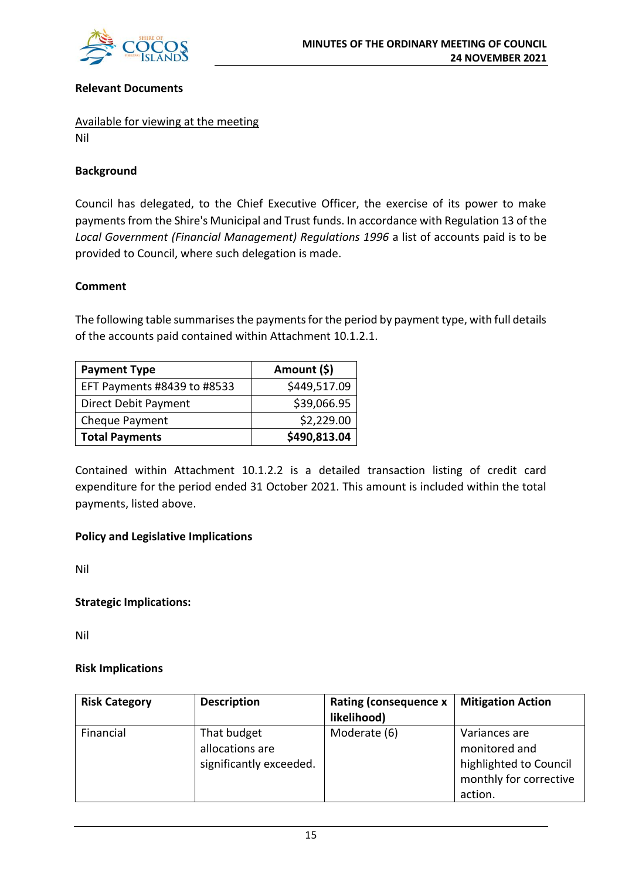**Relevant Documents**

Available for viewing at the meeting
Nil

**Background**

Council has delegated, to the Chief Executive Officer, the exercise of its power to make payments from the Shire's Municipal and Trust funds. In accordance with Regulation 13 of the *Local Government (Financial Management) Regulations 1996* a list of accounts paid is to be provided to Council, where such delegation is made.

**Comment**

The following table summarises the payments for the period by payment type, with full details of the accounts paid contained within Attachment 10.1.2.1.

| Payment Type | Amount ($) |
| --- | ---: |
| EFT Payments #8439 to #8533 | $449,517.09 |
| Direct Debit Payment | $39,066.95 |
| Cheque Payment | $2,229.00 |
| **Total Payments** | **$490,813.04** |

Contained within Attachment 10.1.2.2 is a detailed transaction listing of credit card expenditure for the period ended 31 October 2021. This amount is included within the total payments, listed above.

**Policy and Legislative Implications**

Nil

**Strategic Implications:**

Nil

**Risk Implications**

| Risk Category | Description | Rating (consequence x likelihood) | Mitigation Action |
| --- | --- | --- | --- |
| Financial | That budget allocations are significantly exceeded. | Moderate (6) | Variances are monitored and highlighted to Council monthly for corrective action. |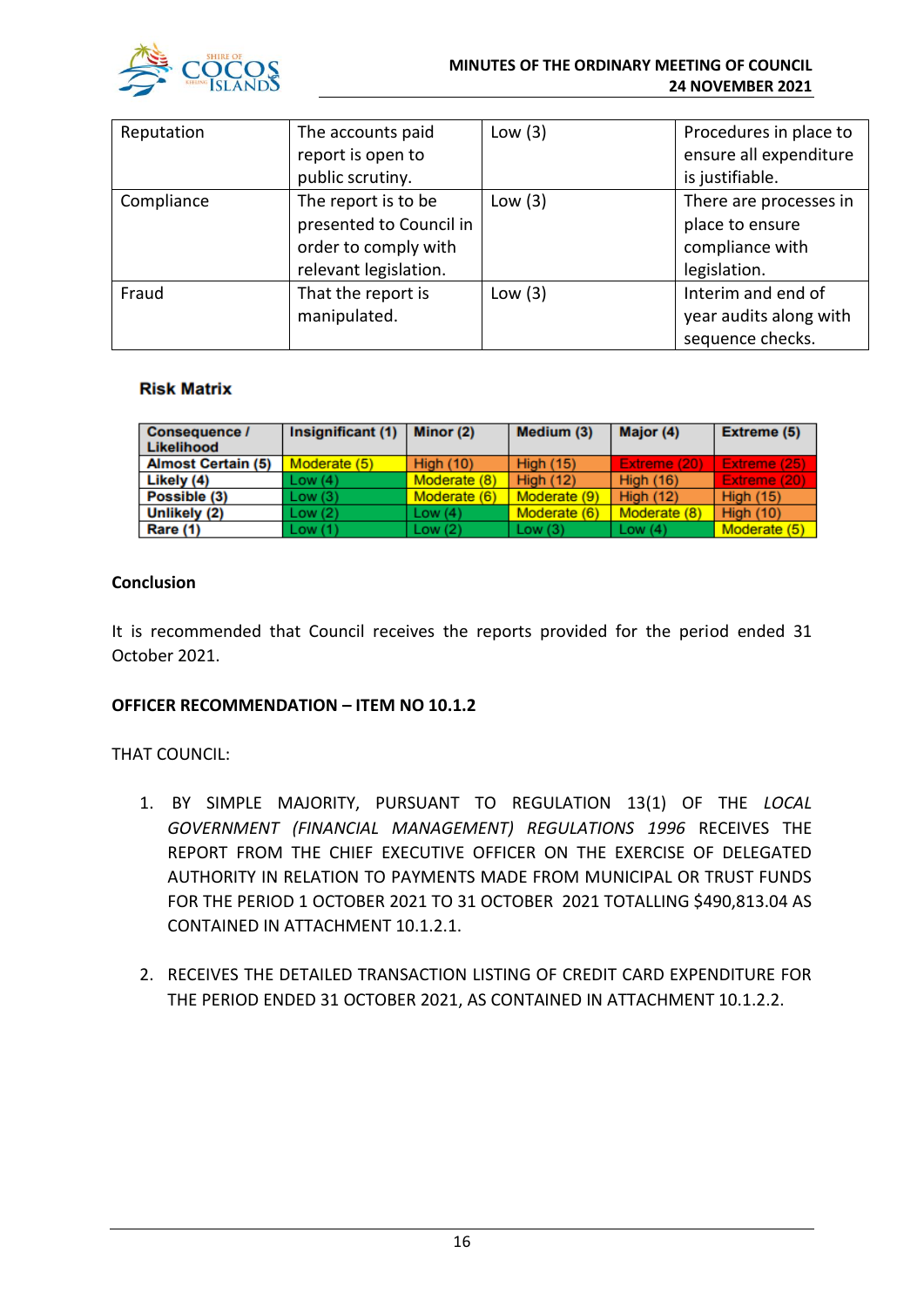| Reputation | The accounts paid report is open to public scrutiny. | Low (3) | Procedures in place to ensure all expenditure is justifiable. |
|---|---|---|---|
| Compliance | The report is to be presented to Council in order to comply with relevant legislation. | Low (3) | There are processes in place to ensure compliance with legislation. |
| Fraud | That the report is manipulated. | Low (3) | Interim and end of year audits along with sequence checks. |

**Risk Matrix**

| Consequence / Likelihood | Insignificant (1) | Minor (2) | Medium (3) | Major (4) | Extreme (5) |
|---|---|---|---|---|---|
| Almost Certain (5) | Moderate (5) | High (10) | High (15) | Extreme (20) | Extreme (25) |
| Likely (4) | Low (4) | Moderate (8) | High (12) | High (16) | Extreme (20) |
| Possible (3) | Low (3) | Moderate (6) | Moderate (9) | High (12) | High (15) |
| Unlikely (2) | Low (2) | Low (4) | Moderate (6) | Moderate (8) | High (10) |
| Rare (1) | Low (1) | Low (2) | Low (3) | Low (4) | Moderate (5) |

**Conclusion**

It is recommended that Council receives the reports provided for the period ended 31 October 2021.

**OFFICER RECOMMENDATION – ITEM NO 10.1.2**

THAT COUNCIL:

1. BY SIMPLE MAJORITY, PURSUANT TO REGULATION 13(1) OF THE *LOCAL GOVERNMENT (FINANCIAL MANAGEMENT) REGULATIONS 1996* RECEIVES THE REPORT FROM THE CHIEF EXECUTIVE OFFICER ON THE EXERCISE OF DELEGATED AUTHORITY IN RELATION TO PAYMENTS MADE FROM MUNICIPAL OR TRUST FUNDS FOR THE PERIOD 1 OCTOBER 2021 TO 31 OCTOBER 2021 TOTALLING $490,813.04 AS CONTAINED IN ATTACHMENT 10.1.2.1.

2. RECEIVES THE DETAILED TRANSACTION LISTING OF CREDIT CARD EXPENDITURE FOR THE PERIOD ENDED 31 OCTOBER 2021, AS CONTAINED IN ATTACHMENT 10.1.2.2.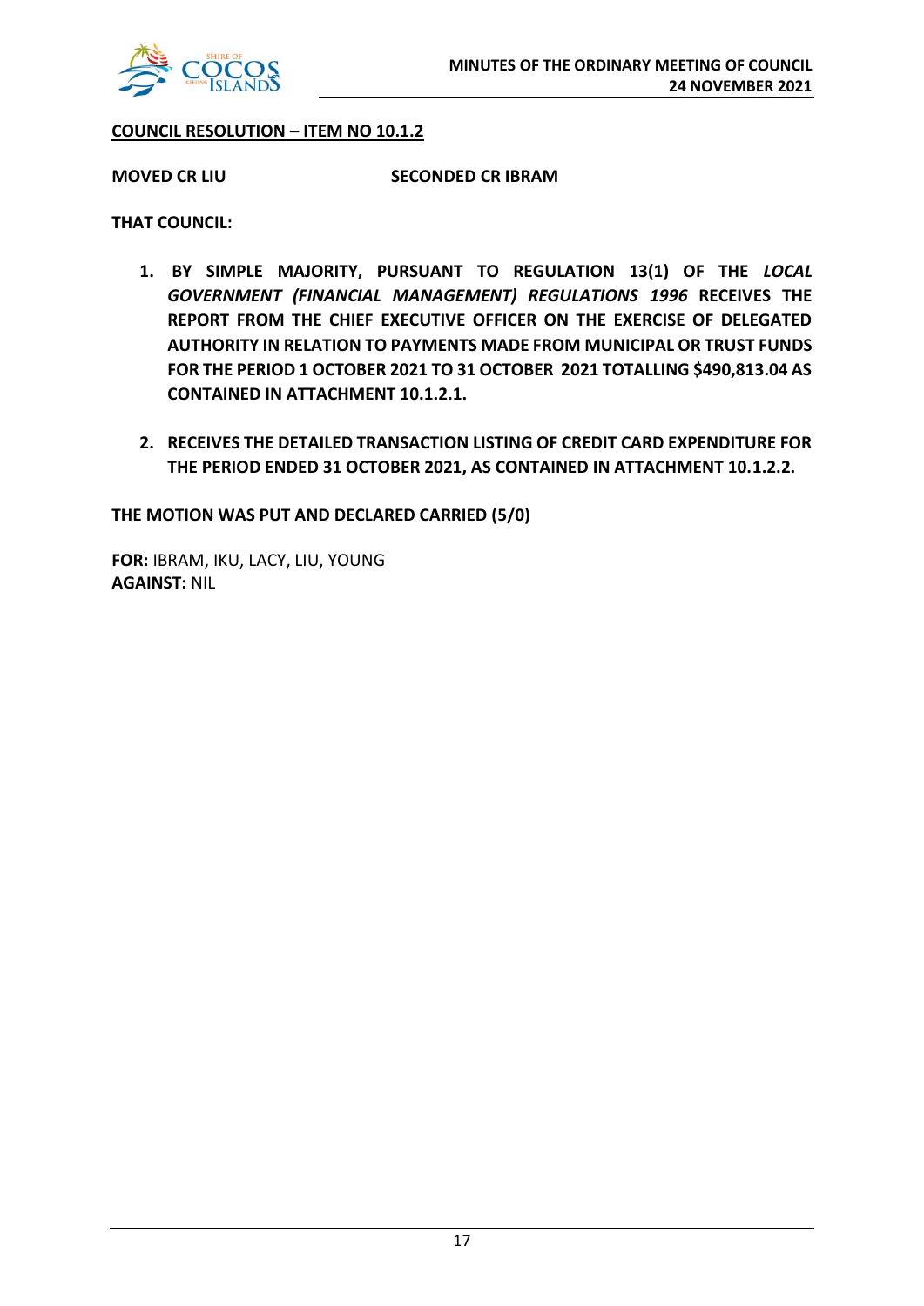**<u>COUNCIL RESOLUTION – ITEM NO 10.1.2</u>**

**MOVED CR LIU** **SECONDED CR IBRAM**

**THAT COUNCIL:**

1. **BY SIMPLE MAJORITY, PURSUANT TO REGULATION 13(1) OF THE *LOCAL GOVERNMENT (FINANCIAL MANAGEMENT) REGULATIONS 1996* RECEIVES THE REPORT FROM THE CHIEF EXECUTIVE OFFICER ON THE EXERCISE OF DELEGATED AUTHORITY IN RELATION TO PAYMENTS MADE FROM MUNICIPAL OR TRUST FUNDS FOR THE PERIOD 1 OCTOBER 2021 TO 31 OCTOBER 2021 TOTALLING $490,813.04 AS CONTAINED IN ATTACHMENT 10.1.2.1.**

2. **RECEIVES THE DETAILED TRANSACTION LISTING OF CREDIT CARD EXPENDITURE FOR THE PERIOD ENDED 31 OCTOBER 2021, AS CONTAINED IN ATTACHMENT 10.1.2.2.**

**THE MOTION WAS PUT AND DECLARED CARRIED (5/0)**

**FOR:** IBRAM, IKU, LACY, LIU, YOUNG
**AGAINST:** NIL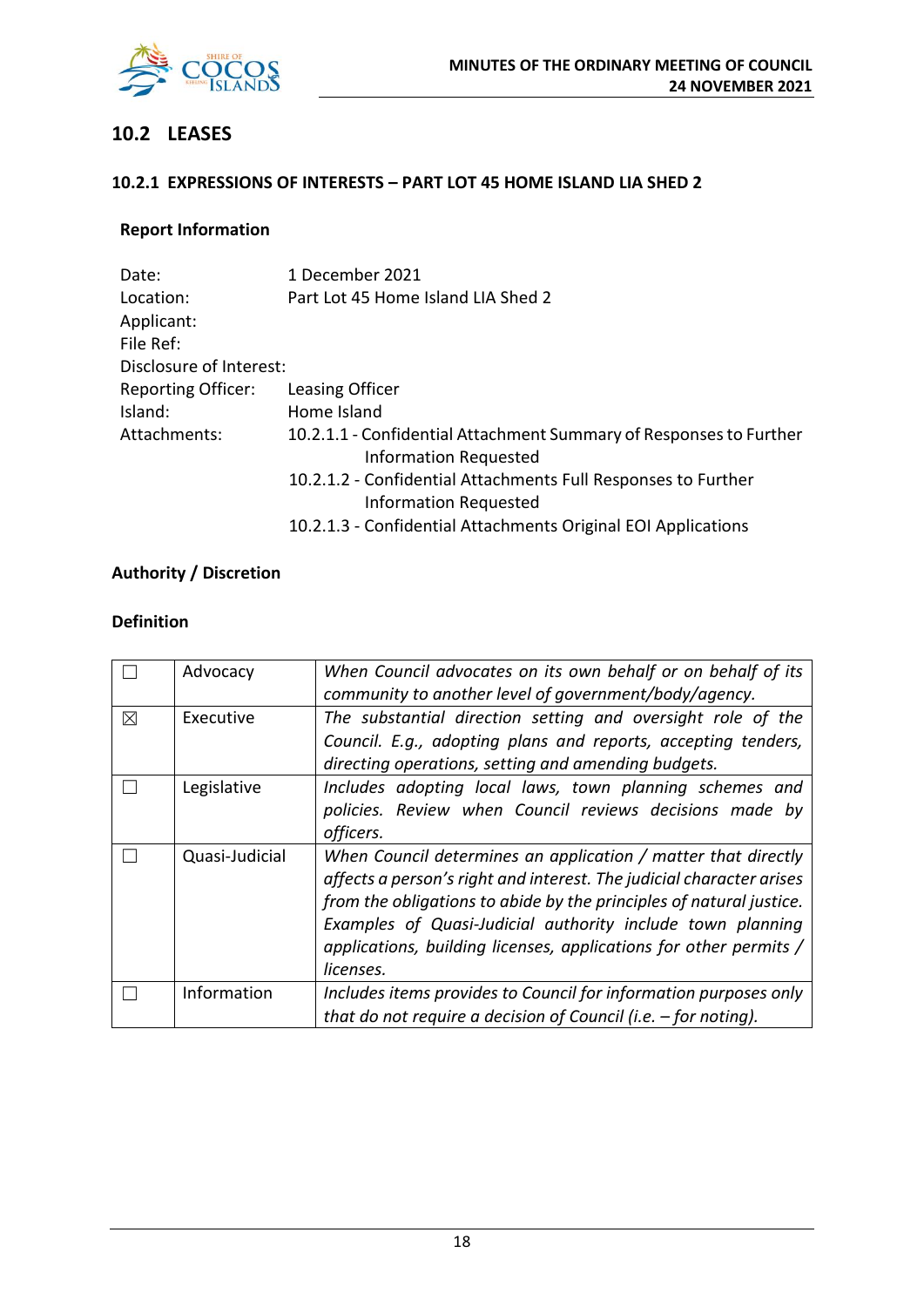## 10.2 LEASES

### 10.2.1 EXPRESSIONS OF INTERESTS – PART LOT 45 HOME ISLAND LIA SHED 2

#### Report Information

| | |
|---|---|
| Date: | 1 December 2021 |
| Location: | Part Lot 45 Home Island LIA Shed 2 |
| Applicant: | |
| File Ref: | |
| Disclosure of Interest: | |
| Reporting Officer: | Leasing Officer |
| Island: | Home Island |
| Attachments: | 10.2.1.1 - Confidential Attachment Summary of Responses to Further Information Requested<br>10.2.1.2 - Confidential Attachments Full Responses to Further Information Requested<br>10.2.1.3 - Confidential Attachments Original EOI Applications |

#### Authority / Discretion

#### Definition

| | | |
|---|---|---|
| ☐ | Advocacy | *When Council advocates on its own behalf or on behalf of its community to another level of government/body/agency.* |
| ☒ | Executive | *The substantial direction setting and oversight role of the Council. E.g., adopting plans and reports, accepting tenders, directing operations, setting and amending budgets.* |
| ☐ | Legislative | *Includes adopting local laws, town planning schemes and policies. Review when Council reviews decisions made by officers.* |
| ☐ | Quasi-Judicial | *When Council determines an application / matter that directly affects a person's right and interest. The judicial character arises from the obligations to abide by the principles of natural justice. Examples of Quasi-Judicial authority include town planning applications, building licenses, applications for other permits / licenses.* |
| ☐ | Information | *Includes items provides to Council for information purposes only that do not require a decision of Council (i.e. – for noting).* |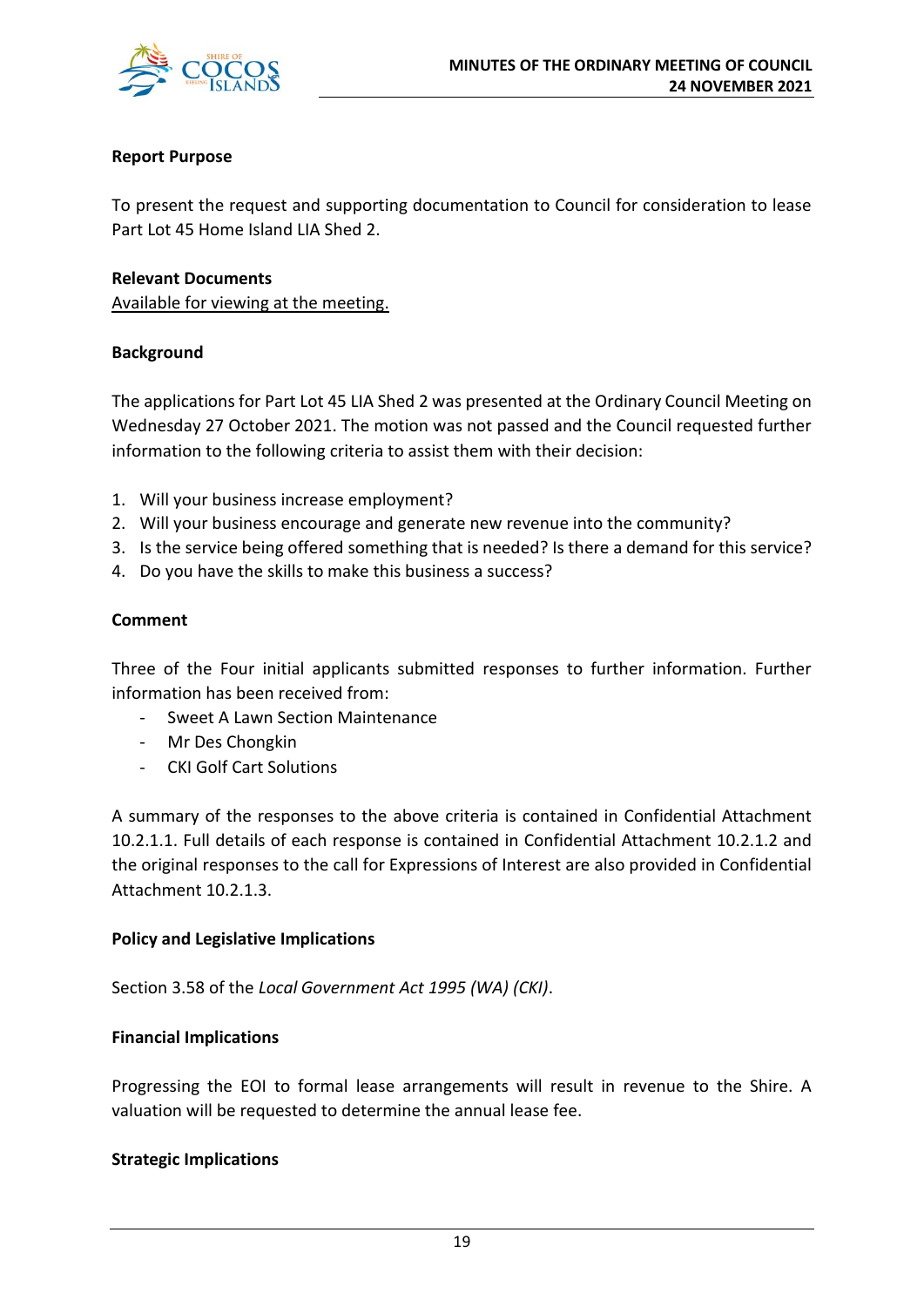**Report Purpose**

To present the request and supporting documentation to Council for consideration to lease Part Lot 45 Home Island LIA Shed 2.

**Relevant Documents**

Available for viewing at the meeting.

**Background**

The applications for Part Lot 45 LIA Shed 2 was presented at the Ordinary Council Meeting on Wednesday 27 October 2021. The motion was not passed and the Council requested further information to the following criteria to assist them with their decision:

1. Will your business increase employment?
2. Will your business encourage and generate new revenue into the community?
3. Is the service being offered something that is needed? Is there a demand for this service?
4. Do you have the skills to make this business a success?

**Comment**

Three of the Four initial applicants submitted responses to further information. Further information has been received from:

- Sweet A Lawn Section Maintenance
- Mr Des Chongkin
- CKI Golf Cart Solutions

A summary of the responses to the above criteria is contained in Confidential Attachment 10.2.1.1. Full details of each response is contained in Confidential Attachment 10.2.1.2 and the original responses to the call for Expressions of Interest are also provided in Confidential Attachment 10.2.1.3.

**Policy and Legislative Implications**

Section 3.58 of the *Local Government Act 1995 (WA) (CKI)*.

**Financial Implications**

Progressing the EOI to formal lease arrangements will result in revenue to the Shire. A valuation will be requested to determine the annual lease fee.

**Strategic Implications**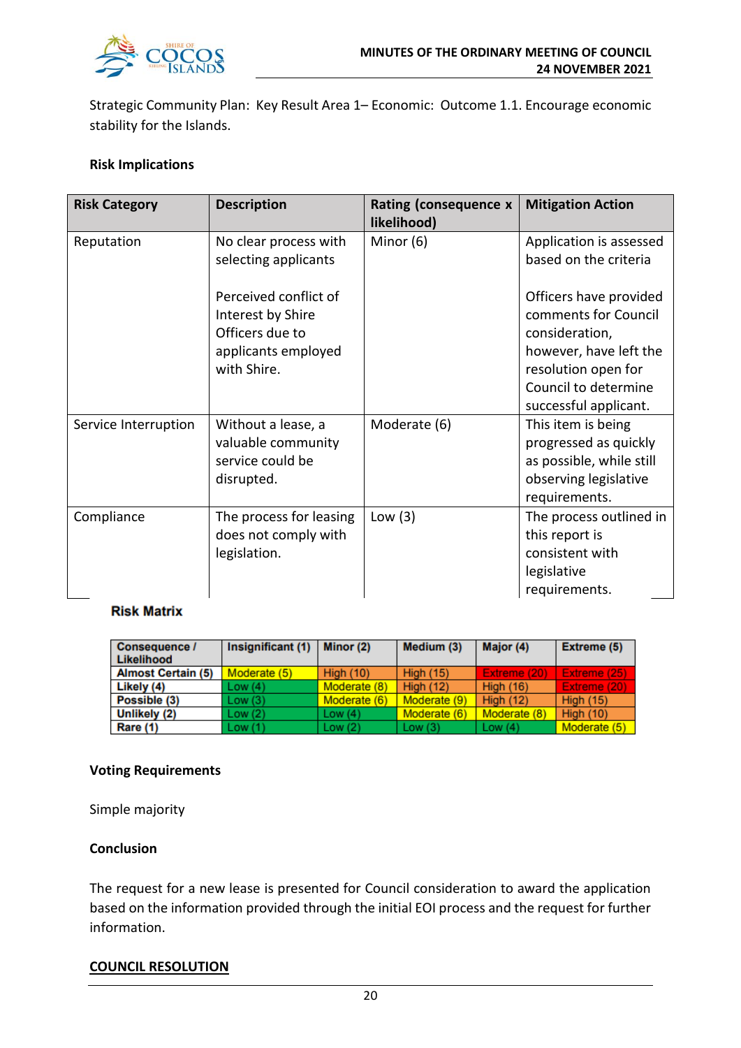Strategic Community Plan: Key Result Area 1– Economic: Outcome 1.1. Encourage economic stability for the Islands.

**Risk Implications**

| Risk Category | Description | Rating (consequence x likelihood) | Mitigation Action |
|---|---|---|---|
| Reputation | No clear process with selecting applicants<br><br>Perceived conflict of Interest by Shire Officers due to applicants employed with Shire. | Minor (6) | Application is assessed based on the criteria<br><br>Officers have provided comments for Council consideration, however, have left the resolution open for Council to determine successful applicant. |
| Service Interruption | Without a lease, a valuable community service could be disrupted. | Moderate (6) | This item is being progressed as quickly as possible, while still observing legislative requirements. |
| Compliance | The process for leasing does not comply with legislation. | Low (3) | The process outlined in this report is consistent with legislative requirements. |

**Risk Matrix**

| Consequence / Likelihood | Insignificant (1) | Minor (2) | Medium (3) | Major (4) | Extreme (5) |
|---|---|---|---|---|---|
| Almost Certain (5) | Moderate (5) | High (10) | High (15) | Extreme (20) | Extreme (25) |
| Likely (4) | Low (4) | Moderate (8) | High (12) | High (16) | Extreme (20) |
| Possible (3) | Low (3) | Moderate (6) | Moderate (9) | High (12) | High (15) |
| Unlikely (2) | Low (2) | Low (4) | Moderate (6) | Moderate (8) | High (10) |
| Rare (1) | Low (1) | Low (2) | Low (3) | Low (4) | Moderate (5) |

**Voting Requirements**

Simple majority

**Conclusion**

The request for a new lease is presented for Council consideration to award the application based on the information provided through the initial EOI process and the request for further information.

**COUNCIL RESOLUTION**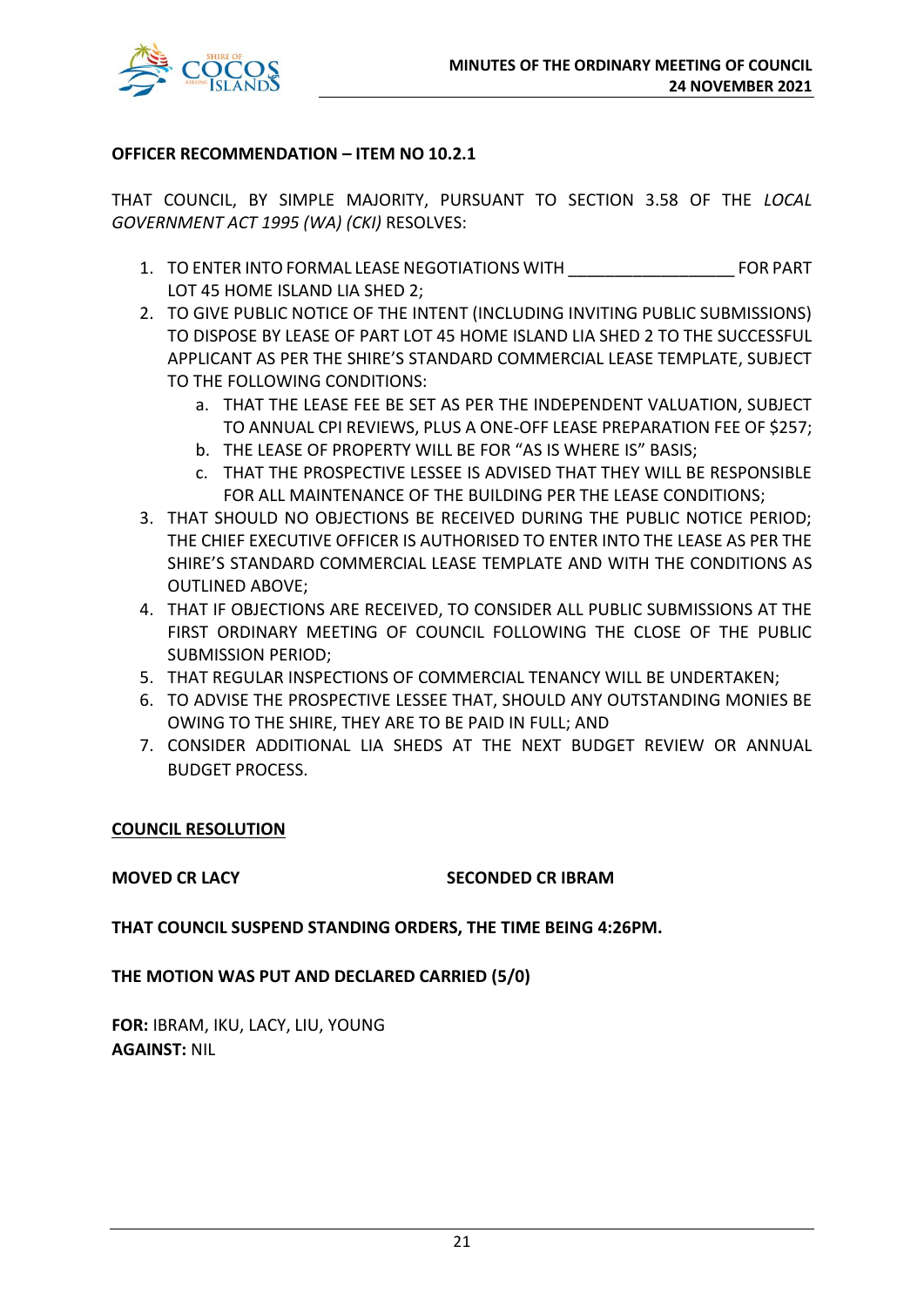**OFFICER RECOMMENDATION – ITEM NO 10.2.1**

THAT COUNCIL, BY SIMPLE MAJORITY, PURSUANT TO SECTION 3.58 OF THE *LOCAL GOVERNMENT ACT 1995 (WA) (CKI)* RESOLVES:

1. TO ENTER INTO FORMAL LEASE NEGOTIATIONS WITH __________________ FOR PART LOT 45 HOME ISLAND LIA SHED 2;
2. TO GIVE PUBLIC NOTICE OF THE INTENT (INCLUDING INVITING PUBLIC SUBMISSIONS) TO DISPOSE BY LEASE OF PART LOT 45 HOME ISLAND LIA SHED 2 TO THE SUCCESSFUL APPLICANT AS PER THE SHIRE'S STANDARD COMMERCIAL LEASE TEMPLATE, SUBJECT TO THE FOLLOWING CONDITIONS:
   a. THAT THE LEASE FEE BE SET AS PER THE INDEPENDENT VALUATION, SUBJECT TO ANNUAL CPI REVIEWS, PLUS A ONE-OFF LEASE PREPARATION FEE OF $257;
   b. THE LEASE OF PROPERTY WILL BE FOR "AS IS WHERE IS" BASIS;
   c. THAT THE PROSPECTIVE LESSEE IS ADVISED THAT THEY WILL BE RESPONSIBLE FOR ALL MAINTENANCE OF THE BUILDING PER THE LEASE CONDITIONS;
3. THAT SHOULD NO OBJECTIONS BE RECEIVED DURING THE PUBLIC NOTICE PERIOD; THE CHIEF EXECUTIVE OFFICER IS AUTHORISED TO ENTER INTO THE LEASE AS PER THE SHIRE'S STANDARD COMMERCIAL LEASE TEMPLATE AND WITH THE CONDITIONS AS OUTLINED ABOVE;
4. THAT IF OBJECTIONS ARE RECEIVED, TO CONSIDER ALL PUBLIC SUBMISSIONS AT THE FIRST ORDINARY MEETING OF COUNCIL FOLLOWING THE CLOSE OF THE PUBLIC SUBMISSION PERIOD;
5. THAT REGULAR INSPECTIONS OF COMMERCIAL TENANCY WILL BE UNDERTAKEN;
6. TO ADVISE THE PROSPECTIVE LESSEE THAT, SHOULD ANY OUTSTANDING MONIES BE OWING TO THE SHIRE, THEY ARE TO BE PAID IN FULL; AND
7. CONSIDER ADDITIONAL LIA SHEDS AT THE NEXT BUDGET REVIEW OR ANNUAL BUDGET PROCESS.

**COUNCIL RESOLUTION**

**MOVED CR LACY** **SECONDED CR IBRAM**

**THAT COUNCIL SUSPEND STANDING ORDERS, THE TIME BEING 4:26PM.**

**THE MOTION WAS PUT AND DECLARED CARRIED (5/0)**

**FOR:** IBRAM, IKU, LACY, LIU, YOUNG
**AGAINST:** NIL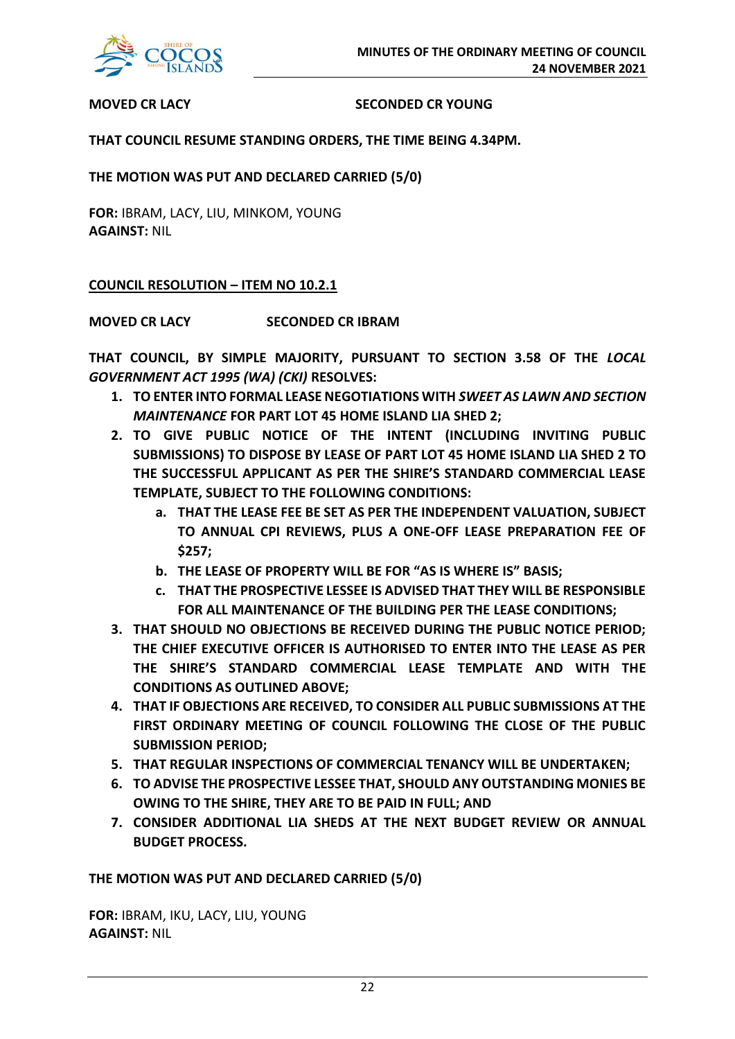**MOVED CR LACY** **SECONDED CR YOUNG**

**THAT COUNCIL RESUME STANDING ORDERS, THE TIME BEING 4.34PM.**

**THE MOTION WAS PUT AND DECLARED CARRIED (5/0)**

**FOR:** IBRAM, LACY, LIU, MINKOM, YOUNG
**AGAINST:** NIL

**<u>COUNCIL RESOLUTION – ITEM NO 10.2.1</u>**

**MOVED CR LACY** **SECONDED CR IBRAM**

**THAT COUNCIL, BY SIMPLE MAJORITY, PURSUANT TO SECTION 3.58 OF THE *LOCAL GOVERNMENT ACT 1995 (WA) (CKI)* RESOLVES:**

1. **TO ENTER INTO FORMAL LEASE NEGOTIATIONS WITH *SWEET AS LAWN AND SECTION MAINTENANCE* FOR PART LOT 45 HOME ISLAND LIA SHED 2;**
2. **TO GIVE PUBLIC NOTICE OF THE INTENT (INCLUDING INVITING PUBLIC SUBMISSIONS) TO DISPOSE BY LEASE OF PART LOT 45 HOME ISLAND LIA SHED 2 TO THE SUCCESSFUL APPLICANT AS PER THE SHIRE'S STANDARD COMMERCIAL LEASE TEMPLATE, SUBJECT TO THE FOLLOWING CONDITIONS:**
   a. **THAT THE LEASE FEE BE SET AS PER THE INDEPENDENT VALUATION, SUBJECT TO ANNUAL CPI REVIEWS, PLUS A ONE-OFF LEASE PREPARATION FEE OF $257;**
   b. **THE LEASE OF PROPERTY WILL BE FOR "AS IS WHERE IS" BASIS;**
   c. **THAT THE PROSPECTIVE LESSEE IS ADVISED THAT THEY WILL BE RESPONSIBLE FOR ALL MAINTENANCE OF THE BUILDING PER THE LEASE CONDITIONS;**
3. **THAT SHOULD NO OBJECTIONS BE RECEIVED DURING THE PUBLIC NOTICE PERIOD; THE CHIEF EXECUTIVE OFFICER IS AUTHORISED TO ENTER INTO THE LEASE AS PER THE SHIRE'S STANDARD COMMERCIAL LEASE TEMPLATE AND WITH THE CONDITIONS AS OUTLINED ABOVE;**
4. **THAT IF OBJECTIONS ARE RECEIVED, TO CONSIDER ALL PUBLIC SUBMISSIONS AT THE FIRST ORDINARY MEETING OF COUNCIL FOLLOWING THE CLOSE OF THE PUBLIC SUBMISSION PERIOD;**
5. **THAT REGULAR INSPECTIONS OF COMMERCIAL TENANCY WILL BE UNDERTAKEN;**
6. **TO ADVISE THE PROSPECTIVE LESSEE THAT, SHOULD ANY OUTSTANDING MONIES BE OWING TO THE SHIRE, THEY ARE TO BE PAID IN FULL; AND**
7. **CONSIDER ADDITIONAL LIA SHEDS AT THE NEXT BUDGET REVIEW OR ANNUAL BUDGET PROCESS.**

**THE MOTION WAS PUT AND DECLARED CARRIED (5/0)**

**FOR:** IBRAM, IKU, LACY, LIU, YOUNG
**AGAINST:** NIL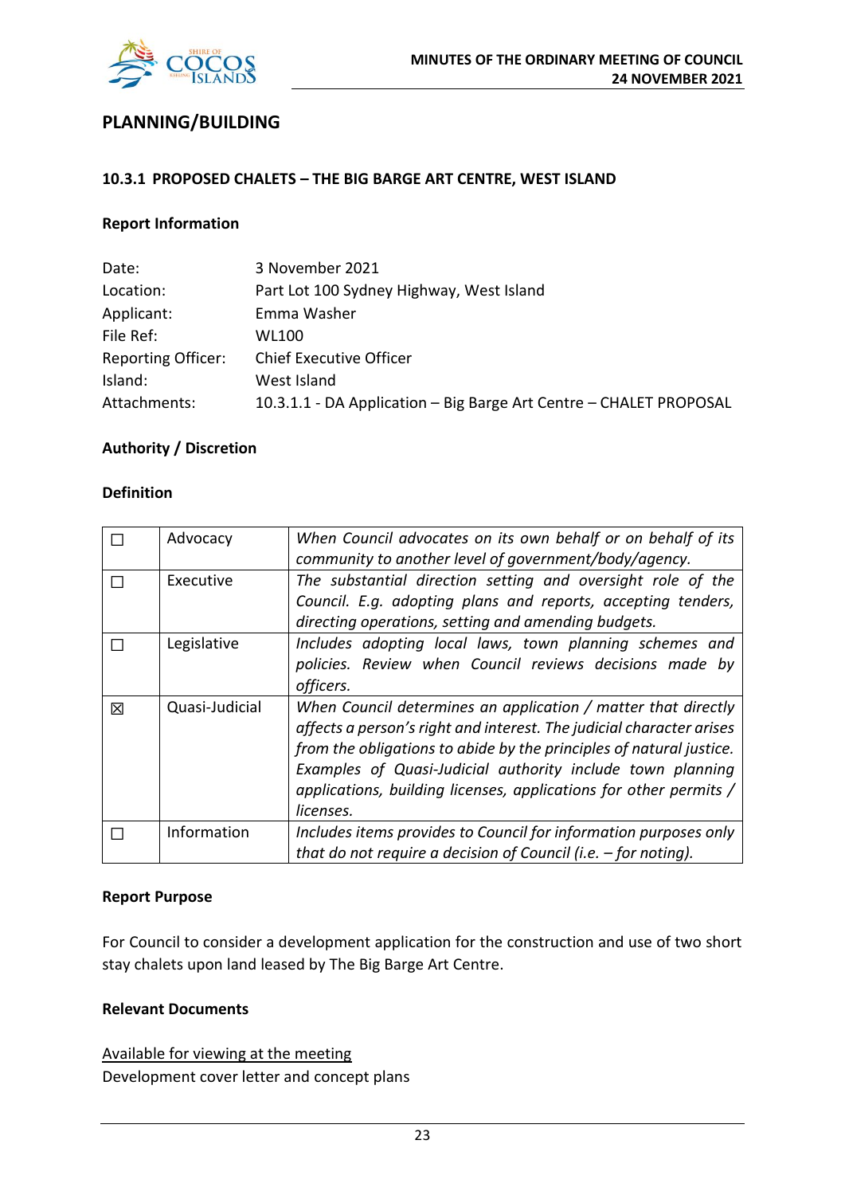## PLANNING/BUILDING

### 10.3.1 PROPOSED CHALETS – THE BIG BARGE ART CENTRE, WEST ISLAND

#### Report Information

| | |
|---|---|
| Date: | 3 November 2021 |
| Location: | Part Lot 100 Sydney Highway, West Island |
| Applicant: | Emma Washer |
| File Ref: | WL100 |
| Reporting Officer: | Chief Executive Officer |
| Island: | West Island |
| Attachments: | 10.3.1.1 - DA Application – Big Barge Art Centre – CHALET PROPOSAL |

#### Authority / Discretion

#### Definition

| | | |
|---|---|---|
| ☐ | Advocacy | *When Council advocates on its own behalf or on behalf of its community to another level of government/body/agency.* |
| ☐ | Executive | *The substantial direction setting and oversight role of the Council. E.g. adopting plans and reports, accepting tenders, directing operations, setting and amending budgets.* |
| ☐ | Legislative | *Includes adopting local laws, town planning schemes and policies. Review when Council reviews decisions made by officers.* |
| ☒ | Quasi-Judicial | *When Council determines an application / matter that directly affects a person's right and interest. The judicial character arises from the obligations to abide by the principles of natural justice. Examples of Quasi-Judicial authority include town planning applications, building licenses, applications for other permits / licenses.* |
| ☐ | Information | *Includes items provides to Council for information purposes only that do not require a decision of Council (i.e. – for noting).* |

#### Report Purpose

For Council to consider a development application for the construction and use of two short stay chalets upon land leased by The Big Barge Art Centre.

#### Relevant Documents

<u>Available for viewing at the meeting</u>
Development cover letter and concept plans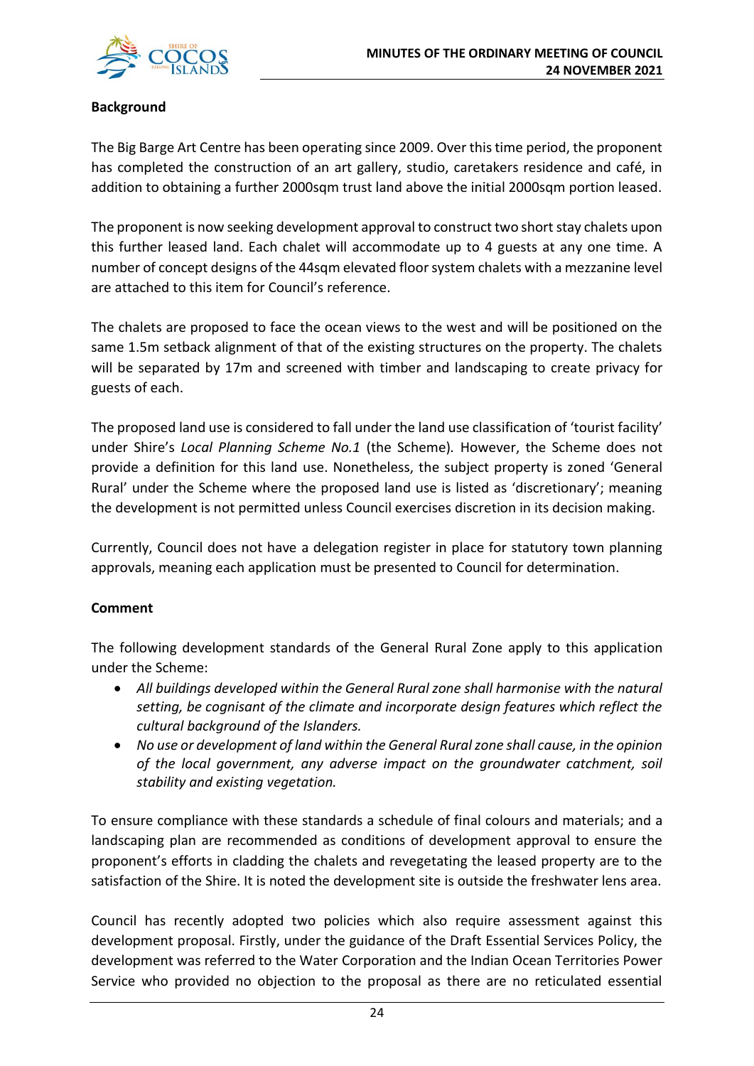**Background**

The Big Barge Art Centre has been operating since 2009. Over this time period, the proponent has completed the construction of an art gallery, studio, caretakers residence and café, in addition to obtaining a further 2000sqm trust land above the initial 2000sqm portion leased.

The proponent is now seeking development approval to construct two short stay chalets upon this further leased land. Each chalet will accommodate up to 4 guests at any one time. A number of concept designs of the 44sqm elevated floor system chalets with a mezzanine level are attached to this item for Council's reference.

The chalets are proposed to face the ocean views to the west and will be positioned on the same 1.5m setback alignment of that of the existing structures on the property. The chalets will be separated by 17m and screened with timber and landscaping to create privacy for guests of each.

The proposed land use is considered to fall under the land use classification of 'tourist facility' under Shire's *Local Planning Scheme No.1* (the Scheme). However, the Scheme does not provide a definition for this land use. Nonetheless, the subject property is zoned 'General Rural' under the Scheme where the proposed land use is listed as 'discretionary'; meaning the development is not permitted unless Council exercises discretion in its decision making.

Currently, Council does not have a delegation register in place for statutory town planning approvals, meaning each application must be presented to Council for determination.

**Comment**

The following development standards of the General Rural Zone apply to this application under the Scheme:

- *All buildings developed within the General Rural zone shall harmonise with the natural setting, be cognisant of the climate and incorporate design features which reflect the cultural background of the Islanders.*
- *No use or development of land within the General Rural zone shall cause, in the opinion of the local government, any adverse impact on the groundwater catchment, soil stability and existing vegetation.*

To ensure compliance with these standards a schedule of final colours and materials; and a landscaping plan are recommended as conditions of development approval to ensure the proponent's efforts in cladding the chalets and revegetating the leased property are to the satisfaction of the Shire. It is noted the development site is outside the freshwater lens area.

Council has recently adopted two policies which also require assessment against this development proposal. Firstly, under the guidance of the Draft Essential Services Policy, the development was referred to the Water Corporation and the Indian Ocean Territories Power Service who provided no objection to the proposal as there are no reticulated essential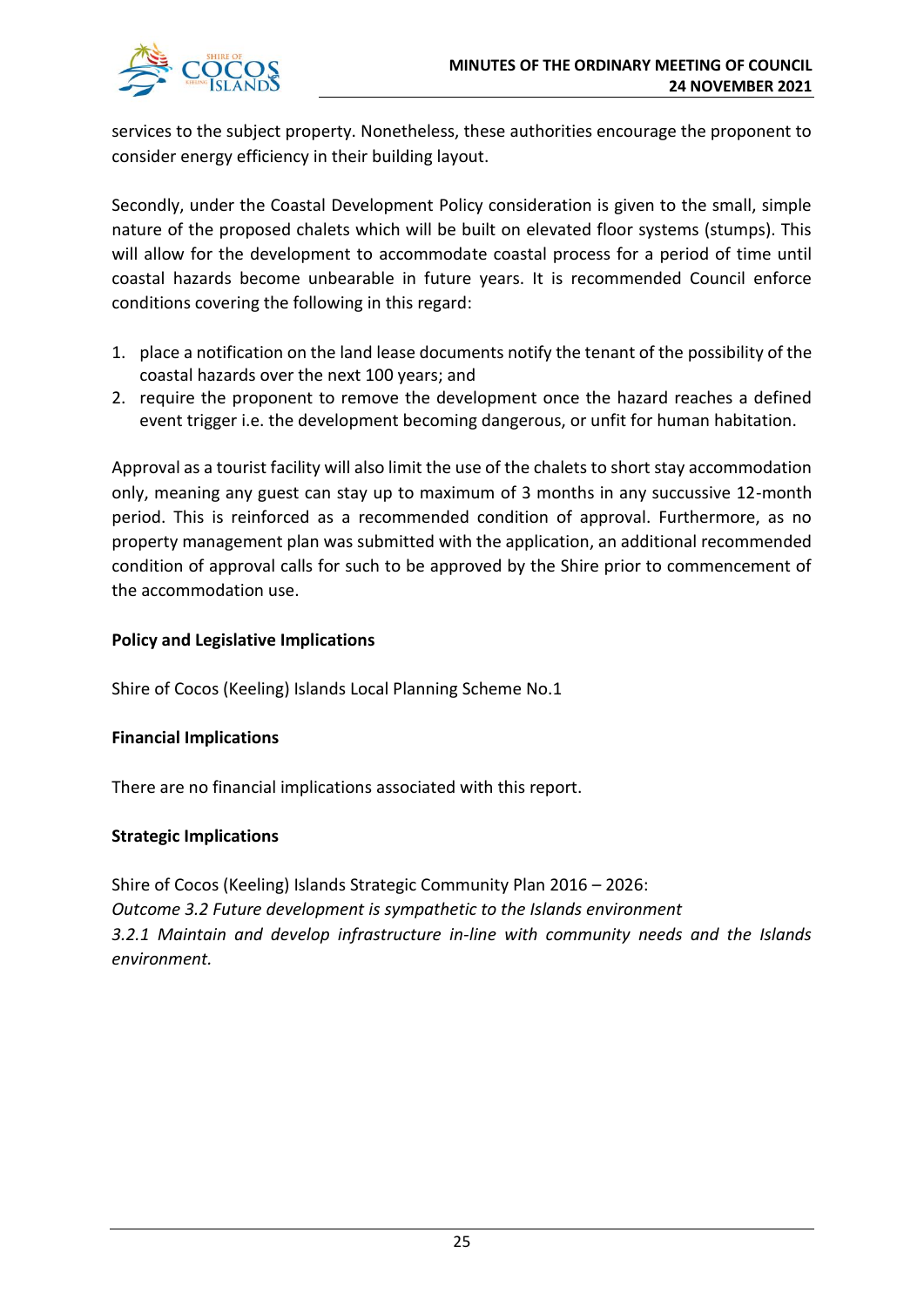services to the subject property. Nonetheless, these authorities encourage the proponent to consider energy efficiency in their building layout.

Secondly, under the Coastal Development Policy consideration is given to the small, simple nature of the proposed chalets which will be built on elevated floor systems (stumps). This will allow for the development to accommodate coastal process for a period of time until coastal hazards become unbearable in future years. It is recommended Council enforce conditions covering the following in this regard:

1. place a notification on the land lease documents notify the tenant of the possibility of the coastal hazards over the next 100 years; and
2. require the proponent to remove the development once the hazard reaches a defined event trigger i.e. the development becoming dangerous, or unfit for human habitation.

Approval as a tourist facility will also limit the use of the chalets to short stay accommodation only, meaning any guest can stay up to maximum of 3 months in any succussive 12-month period. This is reinforced as a recommended condition of approval. Furthermore, as no property management plan was submitted with the application, an additional recommended condition of approval calls for such to be approved by the Shire prior to commencement of the accommodation use.

**Policy and Legislative Implications**

Shire of Cocos (Keeling) Islands Local Planning Scheme No.1

**Financial Implications**

There are no financial implications associated with this report.

**Strategic Implications**

Shire of Cocos (Keeling) Islands Strategic Community Plan 2016 – 2026:
*Outcome 3.2 Future development is sympathetic to the Islands environment*
*3.2.1 Maintain and develop infrastructure in-line with community needs and the Islands environment.*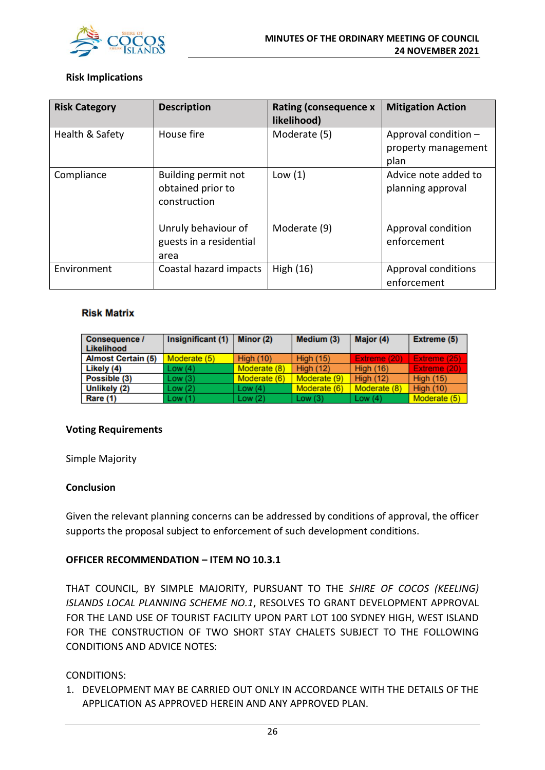**Risk Implications**

| Risk Category | Description | Rating (consequence x likelihood) | Mitigation Action |
|---|---|---|---|
| Health & Safety | House fire | Moderate (5) | Approval condition – property management plan |
| Compliance | Building permit not obtained prior to construction | Low (1) | Advice note added to planning approval |
| | Unruly behaviour of guests in a residential area | Moderate (9) | Approval condition enforcement |
| Environment | Coastal hazard impacts | High (16) | Approval conditions enforcement |

**Risk Matrix**

| Consequence / Likelihood | Insignificant (1) | Minor (2) | Medium (3) | Major (4) | Extreme (5) |
|---|---|---|---|---|---|
| Almost Certain (5) | Moderate (5) | High (10) | High (15) | Extreme (20) | Extreme (25) |
| Likely (4) | Low (4) | Moderate (8) | High (12) | High (16) | Extreme (20) |
| Possible (3) | Low (3) | Moderate (6) | Moderate (9) | High (12) | High (15) |
| Unlikely (2) | Low (2) | Low (4) | Moderate (6) | Moderate (8) | High (10) |
| Rare (1) | Low (1) | Low (2) | Low (3) | Low (4) | Moderate (5) |

**Voting Requirements**

Simple Majority

**Conclusion**

Given the relevant planning concerns can be addressed by conditions of approval, the officer supports the proposal subject to enforcement of such development conditions.

**OFFICER RECOMMENDATION – ITEM NO 10.3.1**

THAT COUNCIL, BY SIMPLE MAJORITY, PURSUANT TO THE *SHIRE OF COCOS (KEELING) ISLANDS LOCAL PLANNING SCHEME NO.1*, RESOLVES TO GRANT DEVELOPMENT APPROVAL FOR THE LAND USE OF TOURIST FACILITY UPON PART LOT 100 SYDNEY HIGH, WEST ISLAND FOR THE CONSTRUCTION OF TWO SHORT STAY CHALETS SUBJECT TO THE FOLLOWING CONDITIONS AND ADVICE NOTES:

CONDITIONS:

1. DEVELOPMENT MAY BE CARRIED OUT ONLY IN ACCORDANCE WITH THE DETAILS OF THE APPLICATION AS APPROVED HEREIN AND ANY APPROVED PLAN.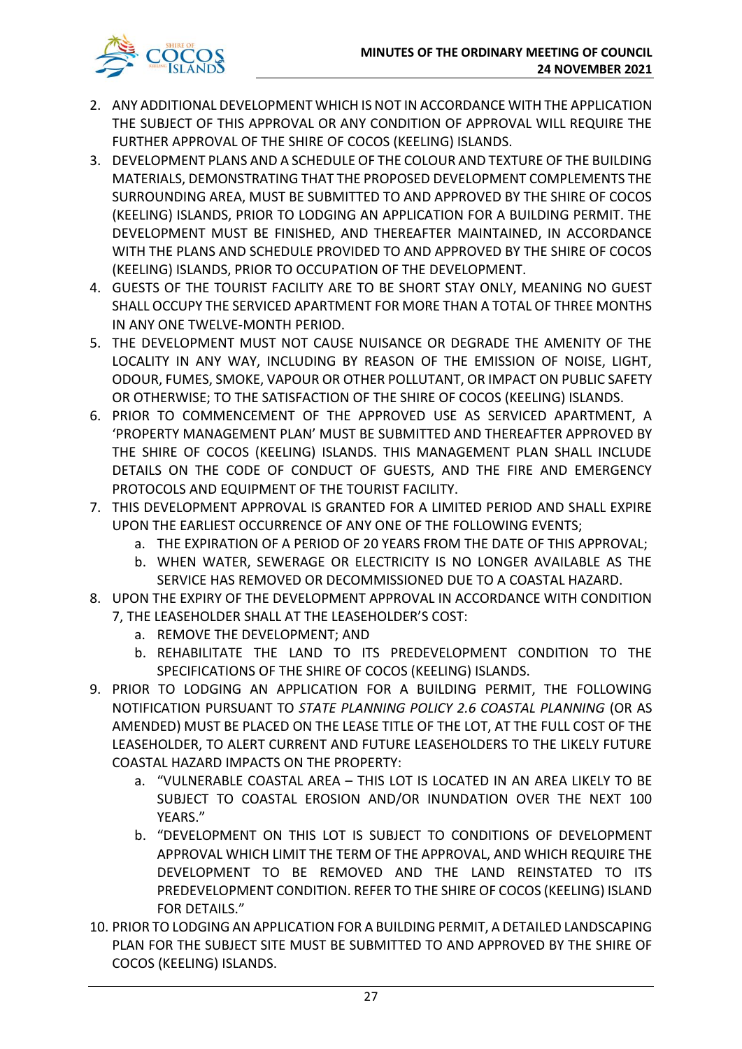2. ANY ADDITIONAL DEVELOPMENT WHICH IS NOT IN ACCORDANCE WITH THE APPLICATION THE SUBJECT OF THIS APPROVAL OR ANY CONDITION OF APPROVAL WILL REQUIRE THE FURTHER APPROVAL OF THE SHIRE OF COCOS (KEELING) ISLANDS.
3. DEVELOPMENT PLANS AND A SCHEDULE OF THE COLOUR AND TEXTURE OF THE BUILDING MATERIALS, DEMONSTRATING THAT THE PROPOSED DEVELOPMENT COMPLEMENTS THE SURROUNDING AREA, MUST BE SUBMITTED TO AND APPROVED BY THE SHIRE OF COCOS (KEELING) ISLANDS, PRIOR TO LODGING AN APPLICATION FOR A BUILDING PERMIT. THE DEVELOPMENT MUST BE FINISHED, AND THEREAFTER MAINTAINED, IN ACCORDANCE WITH THE PLANS AND SCHEDULE PROVIDED TO AND APPROVED BY THE SHIRE OF COCOS (KEELING) ISLANDS, PRIOR TO OCCUPATION OF THE DEVELOPMENT.
4. GUESTS OF THE TOURIST FACILITY ARE TO BE SHORT STAY ONLY, MEANING NO GUEST SHALL OCCUPY THE SERVICED APARTMENT FOR MORE THAN A TOTAL OF THREE MONTHS IN ANY ONE TWELVE-MONTH PERIOD.
5. THE DEVELOPMENT MUST NOT CAUSE NUISANCE OR DEGRADE THE AMENITY OF THE LOCALITY IN ANY WAY, INCLUDING BY REASON OF THE EMISSION OF NOISE, LIGHT, ODOUR, FUMES, SMOKE, VAPOUR OR OTHER POLLUTANT, OR IMPACT ON PUBLIC SAFETY OR OTHERWISE; TO THE SATISFACTION OF THE SHIRE OF COCOS (KEELING) ISLANDS.
6. PRIOR TO COMMENCEMENT OF THE APPROVED USE AS SERVICED APARTMENT, A 'PROPERTY MANAGEMENT PLAN' MUST BE SUBMITTED AND THEREAFTER APPROVED BY THE SHIRE OF COCOS (KEELING) ISLANDS. THIS MANAGEMENT PLAN SHALL INCLUDE DETAILS ON THE CODE OF CONDUCT OF GUESTS, AND THE FIRE AND EMERGENCY PROTOCOLS AND EQUIPMENT OF THE TOURIST FACILITY.
7. THIS DEVELOPMENT APPROVAL IS GRANTED FOR A LIMITED PERIOD AND SHALL EXPIRE UPON THE EARLIEST OCCURRENCE OF ANY ONE OF THE FOLLOWING EVENTS;
   a. THE EXPIRATION OF A PERIOD OF 20 YEARS FROM THE DATE OF THIS APPROVAL;
   b. WHEN WATER, SEWERAGE OR ELECTRICITY IS NO LONGER AVAILABLE AS THE SERVICE HAS REMOVED OR DECOMMISSIONED DUE TO A COASTAL HAZARD.
8. UPON THE EXPIRY OF THE DEVELOPMENT APPROVAL IN ACCORDANCE WITH CONDITION 7, THE LEASEHOLDER SHALL AT THE LEASEHOLDER'S COST:
   a. REMOVE THE DEVELOPMENT; AND
   b. REHABILITATE THE LAND TO ITS PREDEVELOPMENT CONDITION TO THE SPECIFICATIONS OF THE SHIRE OF COCOS (KEELING) ISLANDS.
9. PRIOR TO LODGING AN APPLICATION FOR A BUILDING PERMIT, THE FOLLOWING NOTIFICATION PURSUANT TO *STATE PLANNING POLICY 2.6 COASTAL PLANNING* (OR AS AMENDED) MUST BE PLACED ON THE LEASE TITLE OF THE LOT, AT THE FULL COST OF THE LEASEHOLDER, TO ALERT CURRENT AND FUTURE LEASEHOLDERS TO THE LIKELY FUTURE COASTAL HAZARD IMPACTS ON THE PROPERTY:
   a. "VULNERABLE COASTAL AREA – THIS LOT IS LOCATED IN AN AREA LIKELY TO BE SUBJECT TO COASTAL EROSION AND/OR INUNDATION OVER THE NEXT 100 YEARS."
   b. "DEVELOPMENT ON THIS LOT IS SUBJECT TO CONDITIONS OF DEVELOPMENT APPROVAL WHICH LIMIT THE TERM OF THE APPROVAL, AND WHICH REQUIRE THE DEVELOPMENT TO BE REMOVED AND THE LAND REINSTATED TO ITS PREDEVELOPMENT CONDITION. REFER TO THE SHIRE OF COCOS (KEELING) ISLAND FOR DETAILS."
10. PRIOR TO LODGING AN APPLICATION FOR A BUILDING PERMIT, A DETAILED LANDSCAPING PLAN FOR THE SUBJECT SITE MUST BE SUBMITTED TO AND APPROVED BY THE SHIRE OF COCOS (KEELING) ISLANDS.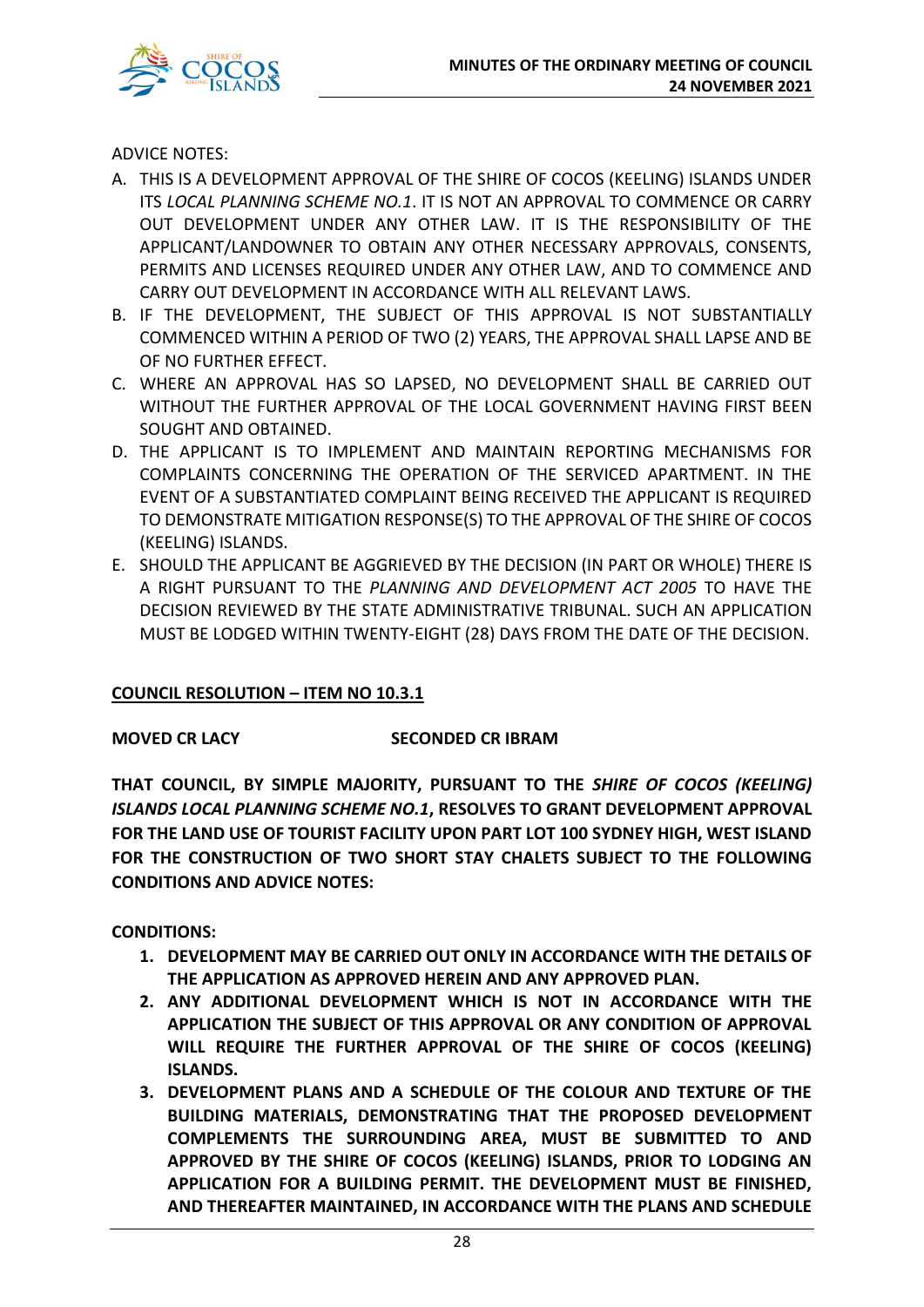ADVICE NOTES:

A. THIS IS A DEVELOPMENT APPROVAL OF THE SHIRE OF COCOS (KEELING) ISLANDS UNDER ITS *LOCAL PLANNING SCHEME NO.1*. IT IS NOT AN APPROVAL TO COMMENCE OR CARRY OUT DEVELOPMENT UNDER ANY OTHER LAW. IT IS THE RESPONSIBILITY OF THE APPLICANT/LANDOWNER TO OBTAIN ANY OTHER NECESSARY APPROVALS, CONSENTS, PERMITS AND LICENSES REQUIRED UNDER ANY OTHER LAW, AND TO COMMENCE AND CARRY OUT DEVELOPMENT IN ACCORDANCE WITH ALL RELEVANT LAWS.
B. IF THE DEVELOPMENT, THE SUBJECT OF THIS APPROVAL IS NOT SUBSTANTIALLY COMMENCED WITHIN A PERIOD OF TWO (2) YEARS, THE APPROVAL SHALL LAPSE AND BE OF NO FURTHER EFFECT.
C. WHERE AN APPROVAL HAS SO LAPSED, NO DEVELOPMENT SHALL BE CARRIED OUT WITHOUT THE FURTHER APPROVAL OF THE LOCAL GOVERNMENT HAVING FIRST BEEN SOUGHT AND OBTAINED.
D. THE APPLICANT IS TO IMPLEMENT AND MAINTAIN REPORTING MECHANISMS FOR COMPLAINTS CONCERNING THE OPERATION OF THE SERVICED APARTMENT. IN THE EVENT OF A SUBSTANTIATED COMPLAINT BEING RECEIVED THE APPLICANT IS REQUIRED TO DEMONSTRATE MITIGATION RESPONSE(S) TO THE APPROVAL OF THE SHIRE OF COCOS (KEELING) ISLANDS.
E. SHOULD THE APPLICANT BE AGGRIEVED BY THE DECISION (IN PART OR WHOLE) THERE IS A RIGHT PURSUANT TO THE *PLANNING AND DEVELOPMENT ACT 2005* TO HAVE THE DECISION REVIEWED BY THE STATE ADMINISTRATIVE TRIBUNAL. SUCH AN APPLICATION MUST BE LODGED WITHIN TWENTY-EIGHT (28) DAYS FROM THE DATE OF THE DECISION.

**COUNCIL RESOLUTION – ITEM NO 10.3.1**

**MOVED CR LACY SECONDED CR IBRAM**

**THAT COUNCIL, BY SIMPLE MAJORITY, PURSUANT TO THE *SHIRE OF COCOS (KEELING) ISLANDS LOCAL PLANNING SCHEME NO.1*, RESOLVES TO GRANT DEVELOPMENT APPROVAL FOR THE LAND USE OF TOURIST FACILITY UPON PART LOT 100 SYDNEY HIGH, WEST ISLAND FOR THE CONSTRUCTION OF TWO SHORT STAY CHALETS SUBJECT TO THE FOLLOWING CONDITIONS AND ADVICE NOTES:**

**CONDITIONS:**

1. **DEVELOPMENT MAY BE CARRIED OUT ONLY IN ACCORDANCE WITH THE DETAILS OF THE APPLICATION AS APPROVED HEREIN AND ANY APPROVED PLAN.**
2. **ANY ADDITIONAL DEVELOPMENT WHICH IS NOT IN ACCORDANCE WITH THE APPLICATION THE SUBJECT OF THIS APPROVAL OR ANY CONDITION OF APPROVAL WILL REQUIRE THE FURTHER APPROVAL OF THE SHIRE OF COCOS (KEELING) ISLANDS.**
3. **DEVELOPMENT PLANS AND A SCHEDULE OF THE COLOUR AND TEXTURE OF THE BUILDING MATERIALS, DEMONSTRATING THAT THE PROPOSED DEVELOPMENT COMPLEMENTS THE SURROUNDING AREA, MUST BE SUBMITTED TO AND APPROVED BY THE SHIRE OF COCOS (KEELING) ISLANDS, PRIOR TO LODGING AN APPLICATION FOR A BUILDING PERMIT. THE DEVELOPMENT MUST BE FINISHED, AND THEREAFTER MAINTAINED, IN ACCORDANCE WITH THE PLANS AND SCHEDULE**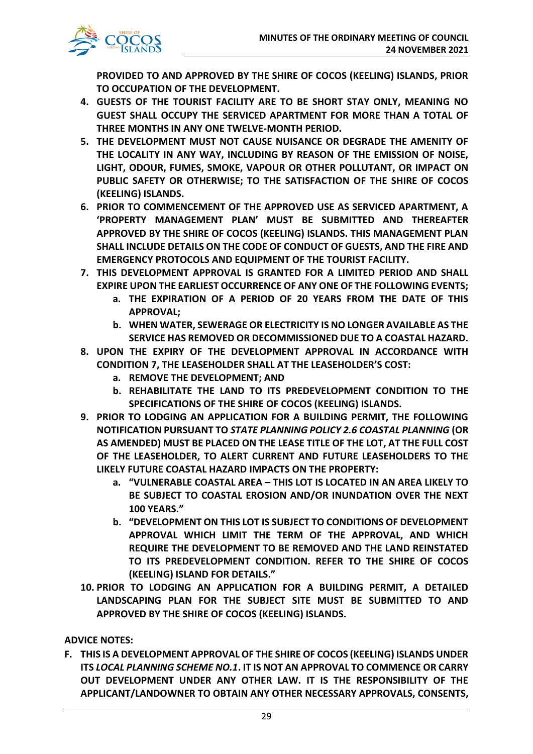**PROVIDED TO AND APPROVED BY THE SHIRE OF COCOS (KEELING) ISLANDS, PRIOR TO OCCUPATION OF THE DEVELOPMENT.**

4. **GUESTS OF THE TOURIST FACILITY ARE TO BE SHORT STAY ONLY, MEANING NO GUEST SHALL OCCUPY THE SERVICED APARTMENT FOR MORE THAN A TOTAL OF THREE MONTHS IN ANY ONE TWELVE-MONTH PERIOD.**
5. **THE DEVELOPMENT MUST NOT CAUSE NUISANCE OR DEGRADE THE AMENITY OF THE LOCALITY IN ANY WAY, INCLUDING BY REASON OF THE EMISSION OF NOISE, LIGHT, ODOUR, FUMES, SMOKE, VAPOUR OR OTHER POLLUTANT, OR IMPACT ON PUBLIC SAFETY OR OTHERWISE; TO THE SATISFACTION OF THE SHIRE OF COCOS (KEELING) ISLANDS.**
6. **PRIOR TO COMMENCEMENT OF THE APPROVED USE AS SERVICED APARTMENT, A 'PROPERTY MANAGEMENT PLAN' MUST BE SUBMITTED AND THEREAFTER APPROVED BY THE SHIRE OF COCOS (KEELING) ISLANDS. THIS MANAGEMENT PLAN SHALL INCLUDE DETAILS ON THE CODE OF CONDUCT OF GUESTS, AND THE FIRE AND EMERGENCY PROTOCOLS AND EQUIPMENT OF THE TOURIST FACILITY.**
7. **THIS DEVELOPMENT APPROVAL IS GRANTED FOR A LIMITED PERIOD AND SHALL EXPIRE UPON THE EARLIEST OCCURRENCE OF ANY ONE OF THE FOLLOWING EVENTS;**
   a. **THE EXPIRATION OF A PERIOD OF 20 YEARS FROM THE DATE OF THIS APPROVAL;**
   b. **WHEN WATER, SEWERAGE OR ELECTRICITY IS NO LONGER AVAILABLE AS THE SERVICE HAS REMOVED OR DECOMMISSIONED DUE TO A COASTAL HAZARD.**
8. **UPON THE EXPIRY OF THE DEVELOPMENT APPROVAL IN ACCORDANCE WITH CONDITION 7, THE LEASEHOLDER SHALL AT THE LEASEHOLDER'S COST:**
   a. **REMOVE THE DEVELOPMENT; AND**
   b. **REHABILITATE THE LAND TO ITS PREDEVELOPMENT CONDITION TO THE SPECIFICATIONS OF THE SHIRE OF COCOS (KEELING) ISLANDS.**
9. **PRIOR TO LODGING AN APPLICATION FOR A BUILDING PERMIT, THE FOLLOWING NOTIFICATION PURSUANT TO *STATE PLANNING POLICY 2.6 COASTAL PLANNING* (OR AS AMENDED) MUST BE PLACED ON THE LEASE TITLE OF THE LOT, AT THE FULL COST OF THE LEASEHOLDER, TO ALERT CURRENT AND FUTURE LEASEHOLDERS TO THE LIKELY FUTURE COASTAL HAZARD IMPACTS ON THE PROPERTY:**
   a. **"VULNERABLE COASTAL AREA – THIS LOT IS LOCATED IN AN AREA LIKELY TO BE SUBJECT TO COASTAL EROSION AND/OR INUNDATION OVER THE NEXT 100 YEARS."**
   b. **"DEVELOPMENT ON THIS LOT IS SUBJECT TO CONDITIONS OF DEVELOPMENT APPROVAL WHICH LIMIT THE TERM OF THE APPROVAL, AND WHICH REQUIRE THE DEVELOPMENT TO BE REMOVED AND THE LAND REINSTATED TO ITS PREDEVELOPMENT CONDITION. REFER TO THE SHIRE OF COCOS (KEELING) ISLAND FOR DETAILS."**
10. **PRIOR TO LODGING AN APPLICATION FOR A BUILDING PERMIT, A DETAILED LANDSCAPING PLAN FOR THE SUBJECT SITE MUST BE SUBMITTED TO AND APPROVED BY THE SHIRE OF COCOS (KEELING) ISLANDS.**

**ADVICE NOTES:**

F. **THIS IS A DEVELOPMENT APPROVAL OF THE SHIRE OF COCOS (KEELING) ISLANDS UNDER ITS *LOCAL PLANNING SCHEME NO.1*. IT IS NOT AN APPROVAL TO COMMENCE OR CARRY OUT DEVELOPMENT UNDER ANY OTHER LAW. IT IS THE RESPONSIBILITY OF THE APPLICANT/LANDOWNER TO OBTAIN ANY OTHER NECESSARY APPROVALS, CONSENTS,**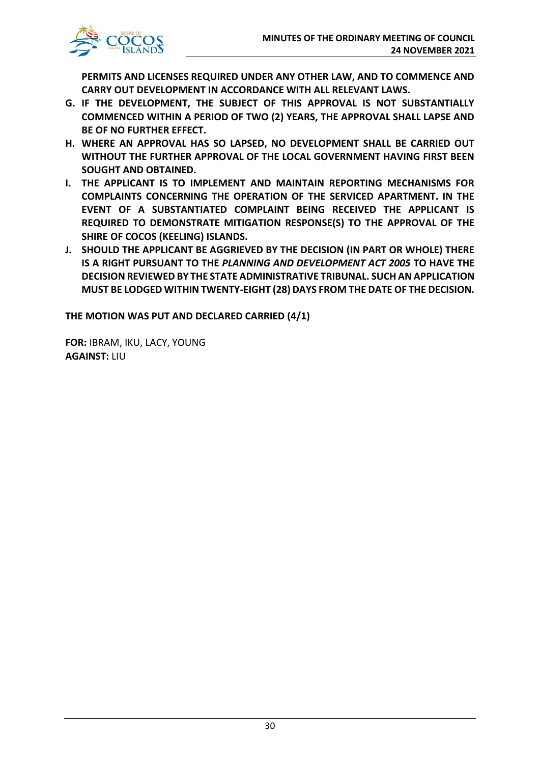**PERMITS AND LICENSES REQUIRED UNDER ANY OTHER LAW, AND TO COMMENCE AND CARRY OUT DEVELOPMENT IN ACCORDANCE WITH ALL RELEVANT LAWS.**

**G. IF THE DEVELOPMENT, THE SUBJECT OF THIS APPROVAL IS NOT SUBSTANTIALLY COMMENCED WITHIN A PERIOD OF TWO (2) YEARS, THE APPROVAL SHALL LAPSE AND BE OF NO FURTHER EFFECT.**

**H. WHERE AN APPROVAL HAS SO LAPSED, NO DEVELOPMENT SHALL BE CARRIED OUT WITHOUT THE FURTHER APPROVAL OF THE LOCAL GOVERNMENT HAVING FIRST BEEN SOUGHT AND OBTAINED.**

**I. THE APPLICANT IS TO IMPLEMENT AND MAINTAIN REPORTING MECHANISMS FOR COMPLAINTS CONCERNING THE OPERATION OF THE SERVICED APARTMENT. IN THE EVENT OF A SUBSTANTIATED COMPLAINT BEING RECEIVED THE APPLICANT IS REQUIRED TO DEMONSTRATE MITIGATION RESPONSE(S) TO THE APPROVAL OF THE SHIRE OF COCOS (KEELING) ISLANDS.**

**J. SHOULD THE APPLICANT BE AGGRIEVED BY THE DECISION (IN PART OR WHOLE) THERE IS A RIGHT PURSUANT TO THE *PLANNING AND DEVELOPMENT ACT 2005* TO HAVE THE DECISION REVIEWED BY THE STATE ADMINISTRATIVE TRIBUNAL. SUCH AN APPLICATION MUST BE LODGED WITHIN TWENTY-EIGHT (28) DAYS FROM THE DATE OF THE DECISION.**

**THE MOTION WAS PUT AND DECLARED CARRIED (4/1)**

**FOR:** IBRAM, IKU, LACY, YOUNG
**AGAINST:** LIU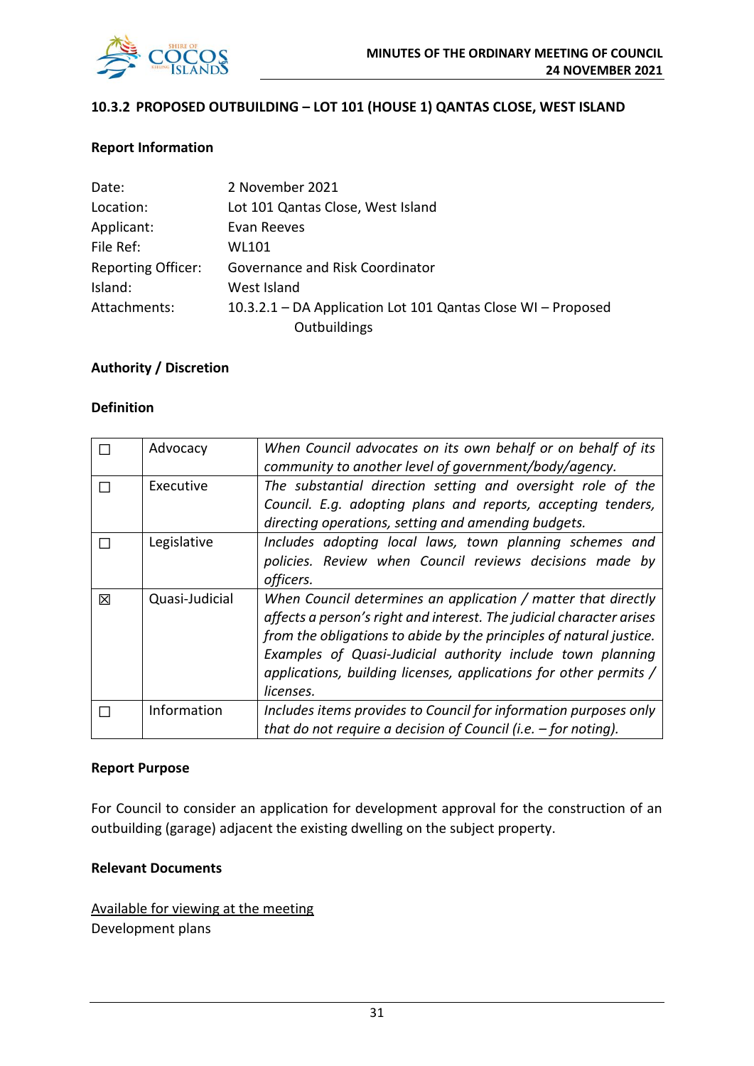### 10.3.2 PROPOSED OUTBUILDING – LOT 101 (HOUSE 1) QANTAS CLOSE, WEST ISLAND

**Report Information**

| | |
|---|---|
| Date: | 2 November 2021 |
| Location: | Lot 101 Qantas Close, West Island |
| Applicant: | Evan Reeves |
| File Ref: | WL101 |
| Reporting Officer: | Governance and Risk Coordinator |
| Island: | West Island |
| Attachments: | 10.3.2.1 – DA Application Lot 101 Qantas Close WI – Proposed Outbuildings |

**Authority / Discretion**

**Definition**

| | | |
|---|---|---|
| ☐ | Advocacy | *When Council advocates on its own behalf or on behalf of its community to another level of government/body/agency.* |
| ☐ | Executive | *The substantial direction setting and oversight role of the Council. E.g. adopting plans and reports, accepting tenders, directing operations, setting and amending budgets.* |
| ☐ | Legislative | *Includes adopting local laws, town planning schemes and policies. Review when Council reviews decisions made by officers.* |
| ☒ | Quasi-Judicial | *When Council determines an application / matter that directly affects a person's right and interest. The judicial character arises from the obligations to abide by the principles of natural justice. Examples of Quasi-Judicial authority include town planning applications, building licenses, applications for other permits / licenses.* |
| ☐ | Information | *Includes items provides to Council for information purposes only that do not require a decision of Council (i.e. – for noting).* |

**Report Purpose**

For Council to consider an application for development approval for the construction of an outbuilding (garage) adjacent the existing dwelling on the subject property.

**Relevant Documents**

Available for viewing at the meeting
Development plans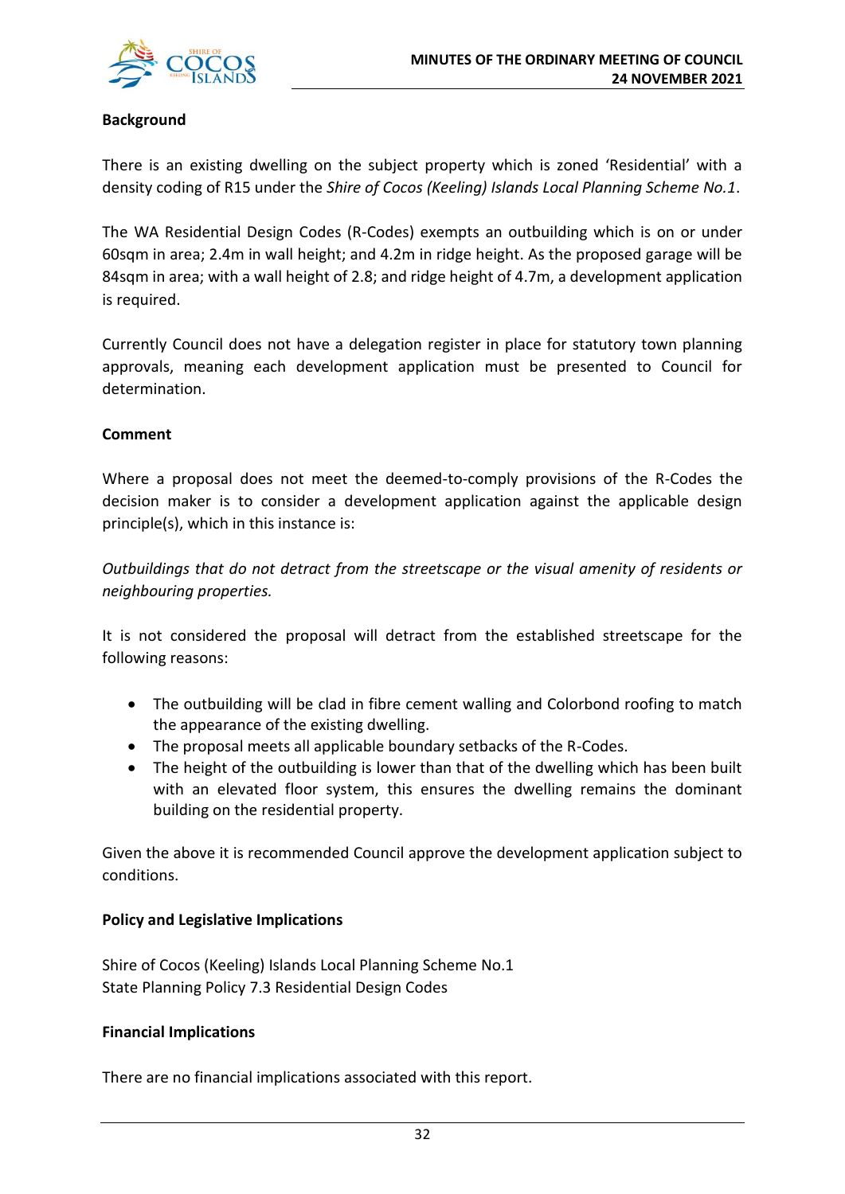**Background**

There is an existing dwelling on the subject property which is zoned 'Residential' with a density coding of R15 under the *Shire of Cocos (Keeling) Islands Local Planning Scheme No.1*.

The WA Residential Design Codes (R-Codes) exempts an outbuilding which is on or under 60sqm in area; 2.4m in wall height; and 4.2m in ridge height. As the proposed garage will be 84sqm in area; with a wall height of 2.8; and ridge height of 4.7m, a development application is required.

Currently Council does not have a delegation register in place for statutory town planning approvals, meaning each development application must be presented to Council for determination.

**Comment**

Where a proposal does not meet the deemed-to-comply provisions of the R-Codes the decision maker is to consider a development application against the applicable design principle(s), which in this instance is:

*Outbuildings that do not detract from the streetscape or the visual amenity of residents or neighbouring properties.*

It is not considered the proposal will detract from the established streetscape for the following reasons:

- The outbuilding will be clad in fibre cement walling and Colorbond roofing to match the appearance of the existing dwelling.
- The proposal meets all applicable boundary setbacks of the R-Codes.
- The height of the outbuilding is lower than that of the dwelling which has been built with an elevated floor system, this ensures the dwelling remains the dominant building on the residential property.

Given the above it is recommended Council approve the development application subject to conditions.

**Policy and Legislative Implications**

Shire of Cocos (Keeling) Islands Local Planning Scheme No.1
State Planning Policy 7.3 Residential Design Codes

**Financial Implications**

There are no financial implications associated with this report.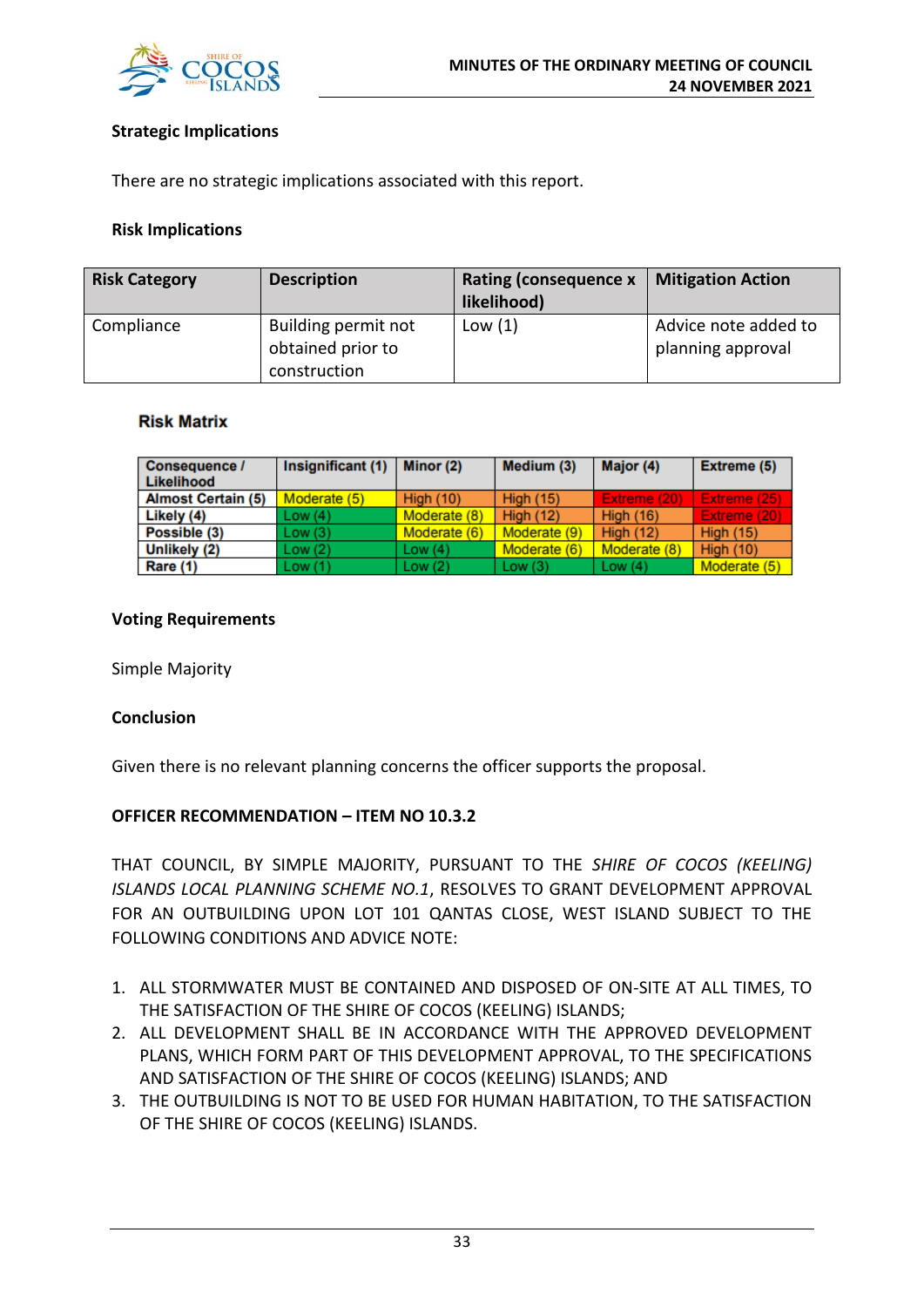**Strategic Implications**

There are no strategic implications associated with this report.

**Risk Implications**

| Risk Category | Description | Rating (consequence x likelihood) | Mitigation Action |
|---|---|---|---|
| Compliance | Building permit not obtained prior to construction | Low (1) | Advice note added to planning approval |

**Risk Matrix**

| Consequence / Likelihood | Insignificant (1) | Minor (2) | Medium (3) | Major (4) | Extreme (5) |
|---|---|---|---|---|---|
| Almost Certain (5) | Moderate (5) | High (10) | High (15) | Extreme (20) | Extreme (25) |
| Likely (4) | Low (4) | Moderate (8) | High (12) | High (16) | Extreme (20) |
| Possible (3) | Low (3) | Moderate (6) | Moderate (9) | High (12) | High (15) |
| Unlikely (2) | Low (2) | Low (4) | Moderate (6) | Moderate (8) | High (10) |
| Rare (1) | Low (1) | Low (2) | Low (3) | Low (4) | Moderate (5) |

**Voting Requirements**

Simple Majority

**Conclusion**

Given there is no relevant planning concerns the officer supports the proposal.

**OFFICER RECOMMENDATION – ITEM NO 10.3.2**

THAT COUNCIL, BY SIMPLE MAJORITY, PURSUANT TO THE *SHIRE OF COCOS (KEELING) ISLANDS LOCAL PLANNING SCHEME NO.1*, RESOLVES TO GRANT DEVELOPMENT APPROVAL FOR AN OUTBUILDING UPON LOT 101 QANTAS CLOSE, WEST ISLAND SUBJECT TO THE FOLLOWING CONDITIONS AND ADVICE NOTE:

1. ALL STORMWATER MUST BE CONTAINED AND DISPOSED OF ON-SITE AT ALL TIMES, TO THE SATISFACTION OF THE SHIRE OF COCOS (KEELING) ISLANDS;
2. ALL DEVELOPMENT SHALL BE IN ACCORDANCE WITH THE APPROVED DEVELOPMENT PLANS, WHICH FORM PART OF THIS DEVELOPMENT APPROVAL, TO THE SPECIFICATIONS AND SATISFACTION OF THE SHIRE OF COCOS (KEELING) ISLANDS; AND
3. THE OUTBUILDING IS NOT TO BE USED FOR HUMAN HABITATION, TO THE SATISFACTION OF THE SHIRE OF COCOS (KEELING) ISLANDS.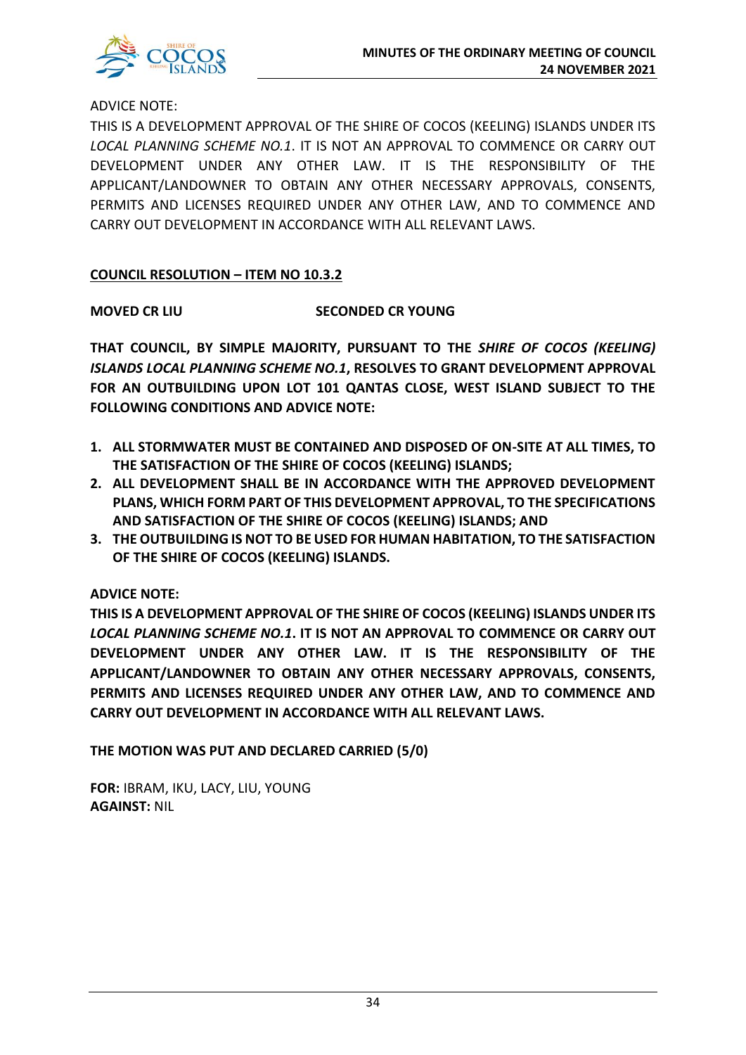ADVICE NOTE:

THIS IS A DEVELOPMENT APPROVAL OF THE SHIRE OF COCOS (KEELING) ISLANDS UNDER ITS *LOCAL PLANNING SCHEME NO.1*. IT IS NOT AN APPROVAL TO COMMENCE OR CARRY OUT DEVELOPMENT UNDER ANY OTHER LAW. IT IS THE RESPONSIBILITY OF THE APPLICANT/LANDOWNER TO OBTAIN ANY OTHER NECESSARY APPROVALS, CONSENTS, PERMITS AND LICENSES REQUIRED UNDER ANY OTHER LAW, AND TO COMMENCE AND CARRY OUT DEVELOPMENT IN ACCORDANCE WITH ALL RELEVANT LAWS.

**<u>COUNCIL RESOLUTION – ITEM NO 10.3.2</u>**

**MOVED CR LIU** **SECONDED CR YOUNG**

**THAT COUNCIL, BY SIMPLE MAJORITY, PURSUANT TO THE *SHIRE OF COCOS (KEELING) ISLANDS LOCAL PLANNING SCHEME NO.1*, RESOLVES TO GRANT DEVELOPMENT APPROVAL FOR AN OUTBUILDING UPON LOT 101 QANTAS CLOSE, WEST ISLAND SUBJECT TO THE FOLLOWING CONDITIONS AND ADVICE NOTE:**

1. **ALL STORMWATER MUST BE CONTAINED AND DISPOSED OF ON-SITE AT ALL TIMES, TO THE SATISFACTION OF THE SHIRE OF COCOS (KEELING) ISLANDS;**
2. **ALL DEVELOPMENT SHALL BE IN ACCORDANCE WITH THE APPROVED DEVELOPMENT PLANS, WHICH FORM PART OF THIS DEVELOPMENT APPROVAL, TO THE SPECIFICATIONS AND SATISFACTION OF THE SHIRE OF COCOS (KEELING) ISLANDS; AND**
3. **THE OUTBUILDING IS NOT TO BE USED FOR HUMAN HABITATION, TO THE SATISFACTION OF THE SHIRE OF COCOS (KEELING) ISLANDS.**

**ADVICE NOTE:**

**THIS IS A DEVELOPMENT APPROVAL OF THE SHIRE OF COCOS (KEELING) ISLANDS UNDER ITS *LOCAL PLANNING SCHEME NO.1*. IT IS NOT AN APPROVAL TO COMMENCE OR CARRY OUT DEVELOPMENT UNDER ANY OTHER LAW. IT IS THE RESPONSIBILITY OF THE APPLICANT/LANDOWNER TO OBTAIN ANY OTHER NECESSARY APPROVALS, CONSENTS, PERMITS AND LICENSES REQUIRED UNDER ANY OTHER LAW, AND TO COMMENCE AND CARRY OUT DEVELOPMENT IN ACCORDANCE WITH ALL RELEVANT LAWS.**

**THE MOTION WAS PUT AND DECLARED CARRIED (5/0)**

**FOR:** IBRAM, IKU, LACY, LIU, YOUNG
**AGAINST:** NIL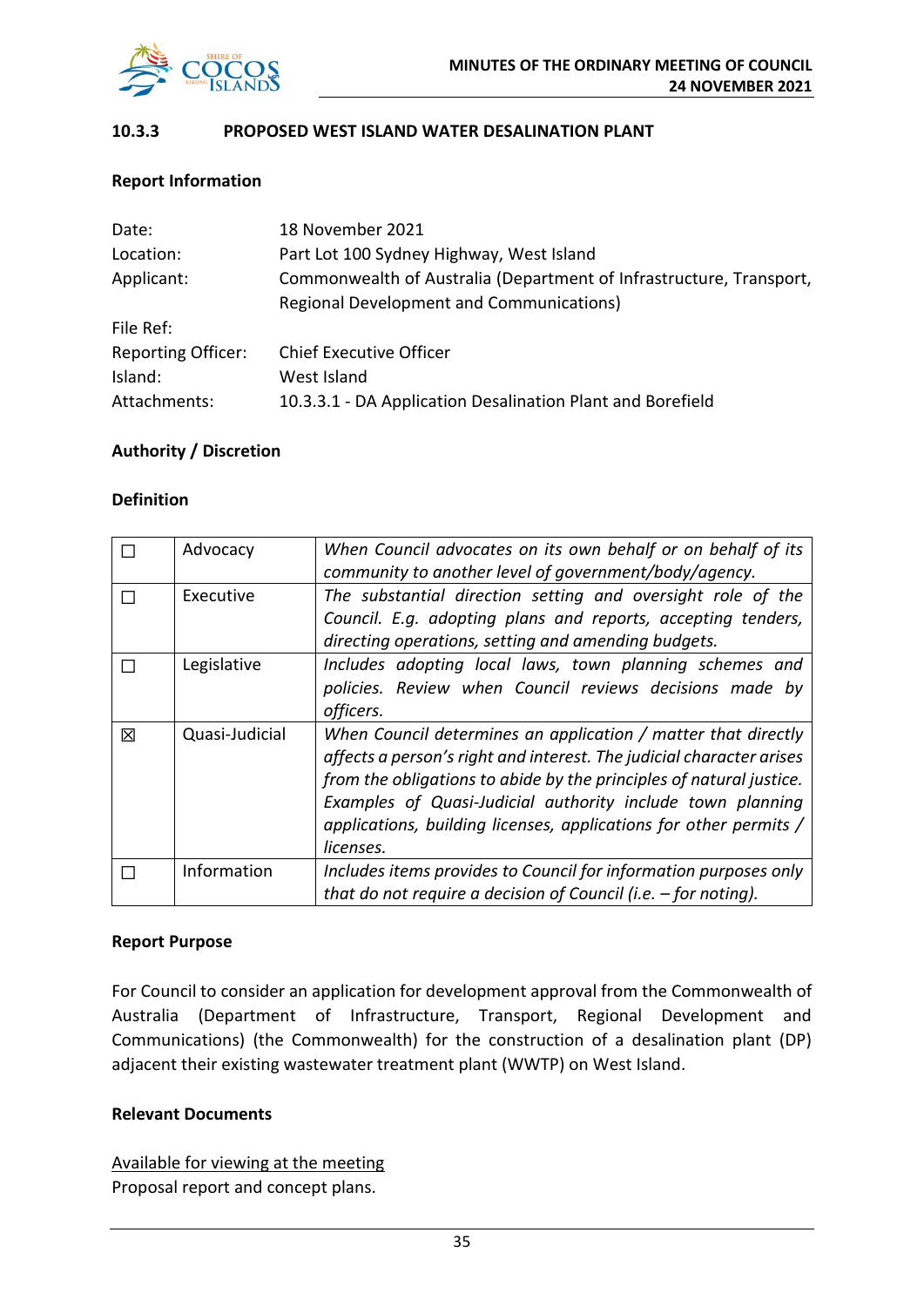## 10.3.3 PROPOSED WEST ISLAND WATER DESALINATION PLANT

### Report Information

| | |
|---|---|
| Date: | 18 November 2021 |
| Location: | Part Lot 100 Sydney Highway, West Island |
| Applicant: | Commonwealth of Australia (Department of Infrastructure, Transport, Regional Development and Communications) |
| File Ref: | |
| Reporting Officer: | Chief Executive Officer |
| Island: | West Island |
| Attachments: | 10.3.3.1 - DA Application Desalination Plant and Borefield |

### Authority / Discretion

### Definition

| | | |
|---|---|---|
| ☐ | Advocacy | *When Council advocates on its own behalf or on behalf of its community to another level of government/body/agency.* |
| ☐ | Executive | *The substantial direction setting and oversight role of the Council. E.g. adopting plans and reports, accepting tenders, directing operations, setting and amending budgets.* |
| ☐ | Legislative | *Includes adopting local laws, town planning schemes and policies. Review when Council reviews decisions made by officers.* |
| ☒ | Quasi-Judicial | *When Council determines an application / matter that directly affects a person's right and interest. The judicial character arises from the obligations to abide by the principles of natural justice. Examples of Quasi-Judicial authority include town planning applications, building licenses, applications for other permits / licenses.* |
| ☐ | Information | *Includes items provides to Council for information purposes only that do not require a decision of Council (i.e. – for noting).* |

### Report Purpose

For Council to consider an application for development approval from the Commonwealth of Australia (Department of Infrastructure, Transport, Regional Development and Communications) (the Commonwealth) for the construction of a desalination plant (DP) adjacent their existing wastewater treatment plant (WWTP) on West Island.

### Relevant Documents

Available for viewing at the meeting
Proposal report and concept plans.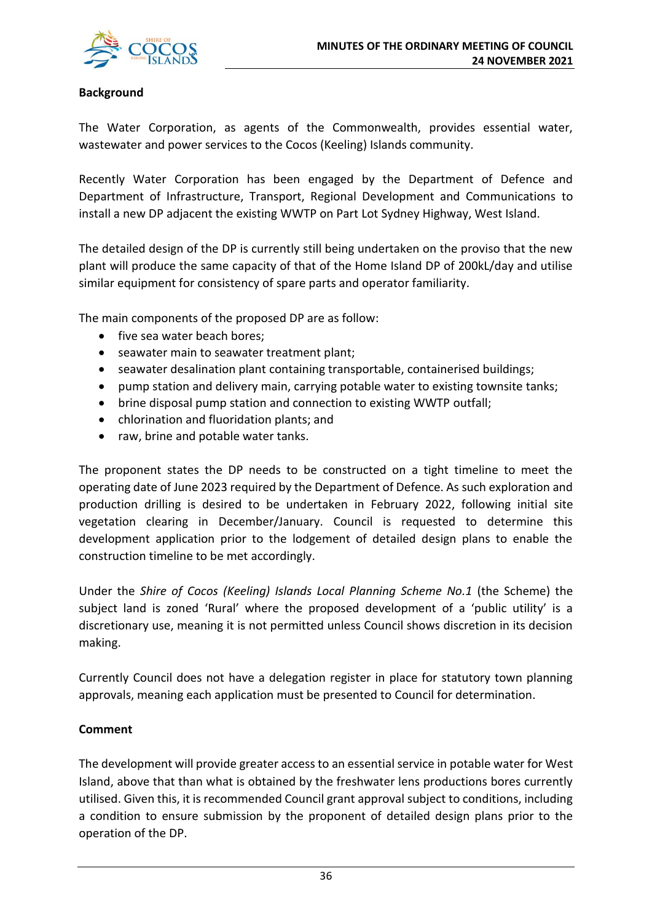**Background**

The Water Corporation, as agents of the Commonwealth, provides essential water, wastewater and power services to the Cocos (Keeling) Islands community.

Recently Water Corporation has been engaged by the Department of Defence and Department of Infrastructure, Transport, Regional Development and Communications to install a new DP adjacent the existing WWTP on Part Lot Sydney Highway, West Island.

The detailed design of the DP is currently still being undertaken on the proviso that the new plant will produce the same capacity of that of the Home Island DP of 200kL/day and utilise similar equipment for consistency of spare parts and operator familiarity.

The main components of the proposed DP are as follow:

- five sea water beach bores;
- seawater main to seawater treatment plant;
- seawater desalination plant containing transportable, containerised buildings;
- pump station and delivery main, carrying potable water to existing townsite tanks;
- brine disposal pump station and connection to existing WWTP outfall;
- chlorination and fluoridation plants; and
- raw, brine and potable water tanks.

The proponent states the DP needs to be constructed on a tight timeline to meet the operating date of June 2023 required by the Department of Defence. As such exploration and production drilling is desired to be undertaken in February 2022, following initial site vegetation clearing in December/January. Council is requested to determine this development application prior to the lodgement of detailed design plans to enable the construction timeline to be met accordingly.

Under the *Shire of Cocos (Keeling) Islands Local Planning Scheme No.1* (the Scheme) the subject land is zoned 'Rural' where the proposed development of a 'public utility' is a discretionary use, meaning it is not permitted unless Council shows discretion in its decision making.

Currently Council does not have a delegation register in place for statutory town planning approvals, meaning each application must be presented to Council for determination.

**Comment**

The development will provide greater access to an essential service in potable water for West Island, above that than what is obtained by the freshwater lens productions bores currently utilised. Given this, it is recommended Council grant approval subject to conditions, including a condition to ensure submission by the proponent of detailed design plans prior to the operation of the DP.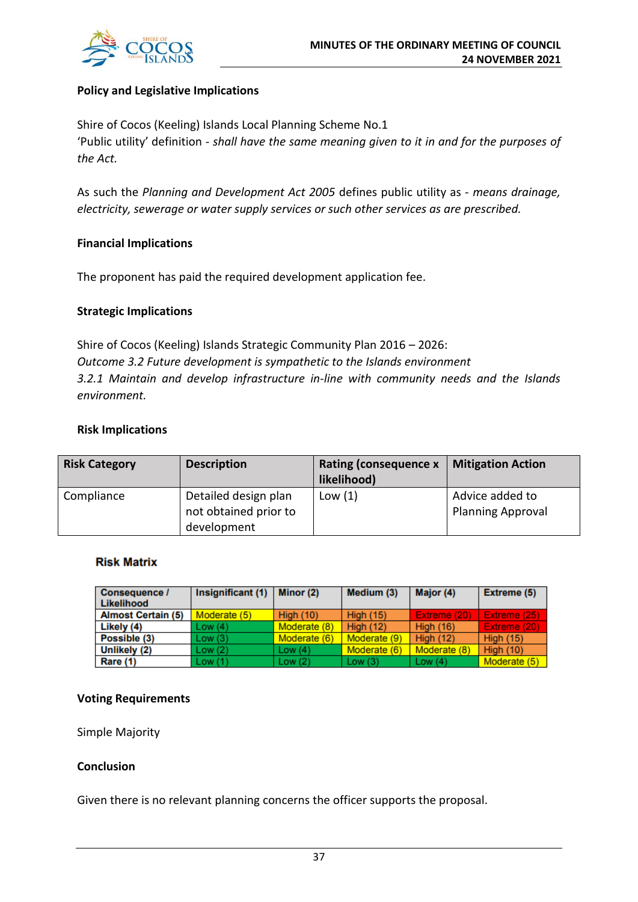**Policy and Legislative Implications**

Shire of Cocos (Keeling) Islands Local Planning Scheme No.1
'Public utility' definition - *shall have the same meaning given to it in and for the purposes of the Act.*

As such the *Planning and Development Act 2005* defines public utility as - *means drainage, electricity, sewerage or water supply services or such other services as are prescribed.*

**Financial Implications**

The proponent has paid the required development application fee.

**Strategic Implications**

Shire of Cocos (Keeling) Islands Strategic Community Plan 2016 – 2026:
*Outcome 3.2 Future development is sympathetic to the Islands environment*
*3.2.1 Maintain and develop infrastructure in-line with community needs and the Islands environment.*

**Risk Implications**

| Risk Category | Description | Rating (consequence x likelihood) | Mitigation Action |
|---|---|---|---|
| Compliance | Detailed design plan not obtained prior to development | Low (1) | Advice added to Planning Approval |

**Risk Matrix**

| Consequence / Likelihood | Insignificant (1) | Minor (2) | Medium (3) | Major (4) | Extreme (5) |
|---|---|---|---|---|---|
| Almost Certain (5) | Moderate (5) | High (10) | High (15) | Extreme (20) | Extreme (25) |
| Likely (4) | Low (4) | Moderate (8) | High (12) | High (16) | Extreme (20) |
| Possible (3) | Low (3) | Moderate (6) | Moderate (9) | High (12) | High (15) |
| Unlikely (2) | Low (2) | Low (4) | Moderate (6) | Moderate (8) | High (10) |
| Rare (1) | Low (1) | Low (2) | Low (3) | Low (4) | Moderate (5) |

**Voting Requirements**

Simple Majority

**Conclusion**

Given there is no relevant planning concerns the officer supports the proposal.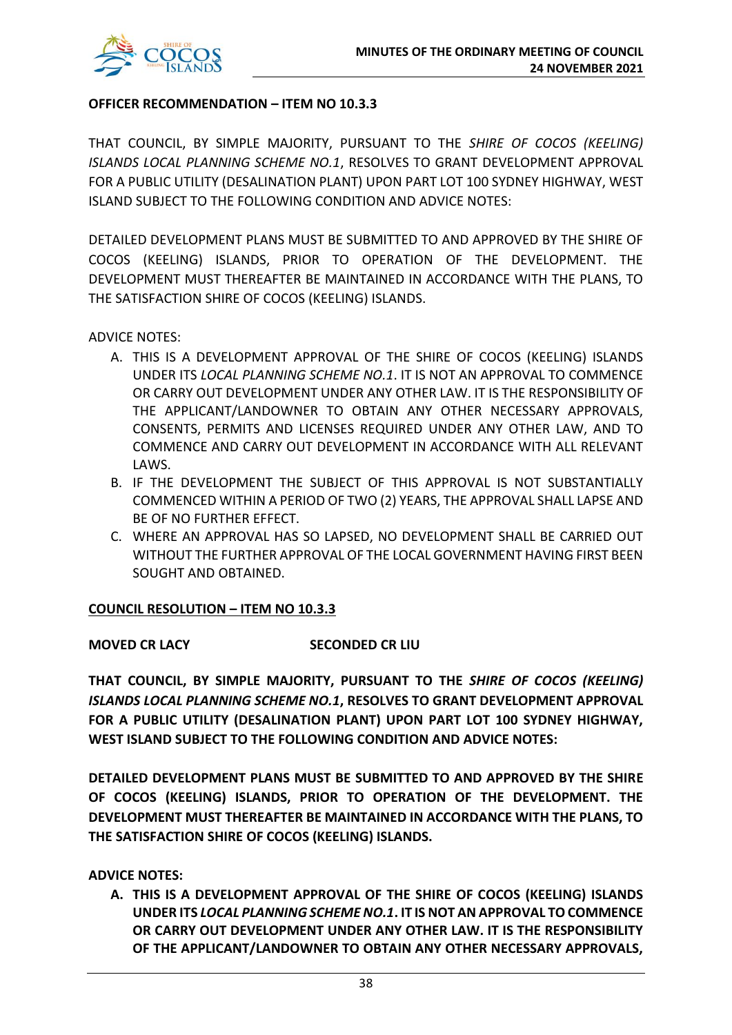**OFFICER RECOMMENDATION – ITEM NO 10.3.3**

THAT COUNCIL, BY SIMPLE MAJORITY, PURSUANT TO THE *SHIRE OF COCOS (KEELING) ISLANDS LOCAL PLANNING SCHEME NO.1*, RESOLVES TO GRANT DEVELOPMENT APPROVAL FOR A PUBLIC UTILITY (DESALINATION PLANT) UPON PART LOT 100 SYDNEY HIGHWAY, WEST ISLAND SUBJECT TO THE FOLLOWING CONDITION AND ADVICE NOTES:

DETAILED DEVELOPMENT PLANS MUST BE SUBMITTED TO AND APPROVED BY THE SHIRE OF COCOS (KEELING) ISLANDS, PRIOR TO OPERATION OF THE DEVELOPMENT. THE DEVELOPMENT MUST THEREAFTER BE MAINTAINED IN ACCORDANCE WITH THE PLANS, TO THE SATISFACTION SHIRE OF COCOS (KEELING) ISLANDS.

ADVICE NOTES:

A. THIS IS A DEVELOPMENT APPROVAL OF THE SHIRE OF COCOS (KEELING) ISLANDS UNDER ITS *LOCAL PLANNING SCHEME NO.1*. IT IS NOT AN APPROVAL TO COMMENCE OR CARRY OUT DEVELOPMENT UNDER ANY OTHER LAW. IT IS THE RESPONSIBILITY OF THE APPLICANT/LANDOWNER TO OBTAIN ANY OTHER NECESSARY APPROVALS, CONSENTS, PERMITS AND LICENSES REQUIRED UNDER ANY OTHER LAW, AND TO COMMENCE AND CARRY OUT DEVELOPMENT IN ACCORDANCE WITH ALL RELEVANT LAWS.
B. IF THE DEVELOPMENT THE SUBJECT OF THIS APPROVAL IS NOT SUBSTANTIALLY COMMENCED WITHIN A PERIOD OF TWO (2) YEARS, THE APPROVAL SHALL LAPSE AND BE OF NO FURTHER EFFECT.
C. WHERE AN APPROVAL HAS SO LAPSED, NO DEVELOPMENT SHALL BE CARRIED OUT WITHOUT THE FURTHER APPROVAL OF THE LOCAL GOVERNMENT HAVING FIRST BEEN SOUGHT AND OBTAINED.

**COUNCIL RESOLUTION – ITEM NO 10.3.3**

**MOVED CR LACY** **SECONDED CR LIU**

**THAT COUNCIL, BY SIMPLE MAJORITY, PURSUANT TO THE *SHIRE OF COCOS (KEELING) ISLANDS LOCAL PLANNING SCHEME NO.1*, RESOLVES TO GRANT DEVELOPMENT APPROVAL FOR A PUBLIC UTILITY (DESALINATION PLANT) UPON PART LOT 100 SYDNEY HIGHWAY, WEST ISLAND SUBJECT TO THE FOLLOWING CONDITION AND ADVICE NOTES:**

**DETAILED DEVELOPMENT PLANS MUST BE SUBMITTED TO AND APPROVED BY THE SHIRE OF COCOS (KEELING) ISLANDS, PRIOR TO OPERATION OF THE DEVELOPMENT. THE DEVELOPMENT MUST THEREAFTER BE MAINTAINED IN ACCORDANCE WITH THE PLANS, TO THE SATISFACTION SHIRE OF COCOS (KEELING) ISLANDS.**

**ADVICE NOTES:**

**A. THIS IS A DEVELOPMENT APPROVAL OF THE SHIRE OF COCOS (KEELING) ISLANDS UNDER ITS *LOCAL PLANNING SCHEME NO.1*. IT IS NOT AN APPROVAL TO COMMENCE OR CARRY OUT DEVELOPMENT UNDER ANY OTHER LAW. IT IS THE RESPONSIBILITY OF THE APPLICANT/LANDOWNER TO OBTAIN ANY OTHER NECESSARY APPROVALS,**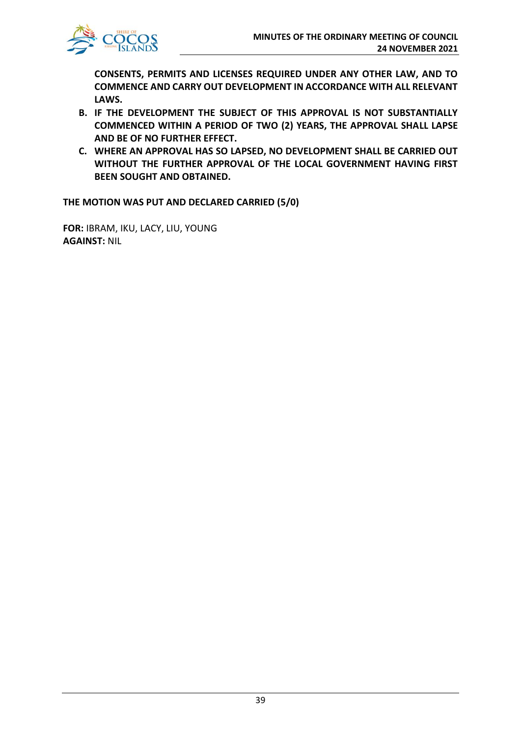**CONSENTS, PERMITS AND LICENSES REQUIRED UNDER ANY OTHER LAW, AND TO COMMENCE AND CARRY OUT DEVELOPMENT IN ACCORDANCE WITH ALL RELEVANT LAWS.**

**B. IF THE DEVELOPMENT THE SUBJECT OF THIS APPROVAL IS NOT SUBSTANTIALLY COMMENCED WITHIN A PERIOD OF TWO (2) YEARS, THE APPROVAL SHALL LAPSE AND BE OF NO FURTHER EFFECT.**

**C. WHERE AN APPROVAL HAS SO LAPSED, NO DEVELOPMENT SHALL BE CARRIED OUT WITHOUT THE FURTHER APPROVAL OF THE LOCAL GOVERNMENT HAVING FIRST BEEN SOUGHT AND OBTAINED.**

**THE MOTION WAS PUT AND DECLARED CARRIED (5/0)**

**FOR:** IBRAM, IKU, LACY, LIU, YOUNG
**AGAINST:** NIL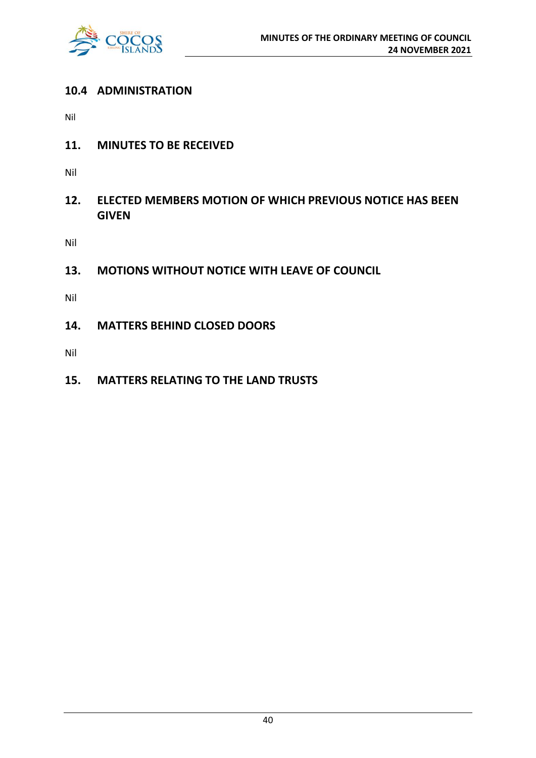## 10.4 ADMINISTRATION

Nil

## 11. MINUTES TO BE RECEIVED

Nil

## 12. ELECTED MEMBERS MOTION OF WHICH PREVIOUS NOTICE HAS BEEN GIVEN

Nil

## 13. MOTIONS WITHOUT NOTICE WITH LEAVE OF COUNCIL

Nil

## 14. MATTERS BEHIND CLOSED DOORS

Nil

## 15. MATTERS RELATING TO THE LAND TRUSTS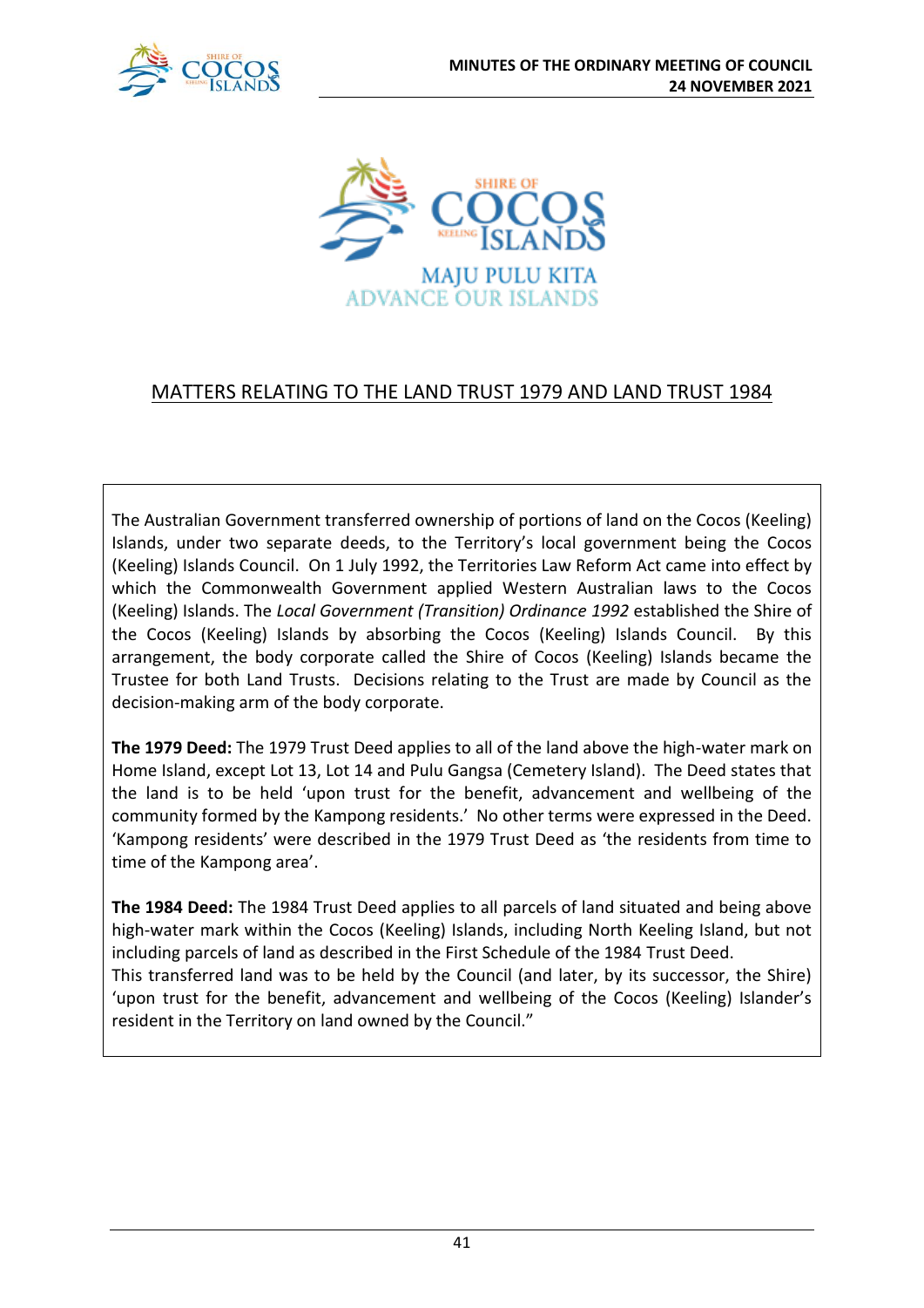MAJU PULU KITA
ADVANCE OUR ISLANDS

# MATTERS RELATING TO THE LAND TRUST 1979 AND LAND TRUST 1984

The Australian Government transferred ownership of portions of land on the Cocos (Keeling) Islands, under two separate deeds, to the Territory's local government being the Cocos (Keeling) Islands Council. On 1 July 1992, the Territories Law Reform Act came into effect by which the Commonwealth Government applied Western Australian laws to the Cocos (Keeling) Islands. The *Local Government (Transition) Ordinance 1992* established the Shire of the Cocos (Keeling) Islands by absorbing the Cocos (Keeling) Islands Council. By this arrangement, the body corporate called the Shire of Cocos (Keeling) Islands became the Trustee for both Land Trusts. Decisions relating to the Trust are made by Council as the decision-making arm of the body corporate.

**The 1979 Deed:** The 1979 Trust Deed applies to all of the land above the high-water mark on Home Island, except Lot 13, Lot 14 and Pulu Gangsa (Cemetery Island). The Deed states that the land is to be held 'upon trust for the benefit, advancement and wellbeing of the community formed by the Kampong residents.' No other terms were expressed in the Deed. 'Kampong residents' were described in the 1979 Trust Deed as 'the residents from time to time of the Kampong area'.

**The 1984 Deed:** The 1984 Trust Deed applies to all parcels of land situated and being above high-water mark within the Cocos (Keeling) Islands, including North Keeling Island, but not including parcels of land as described in the First Schedule of the 1984 Trust Deed.
This transferred land was to be held by the Council (and later, by its successor, the Shire) 'upon trust for the benefit, advancement and wellbeing of the Cocos (Keeling) Islander's resident in the Territory on land owned by the Council."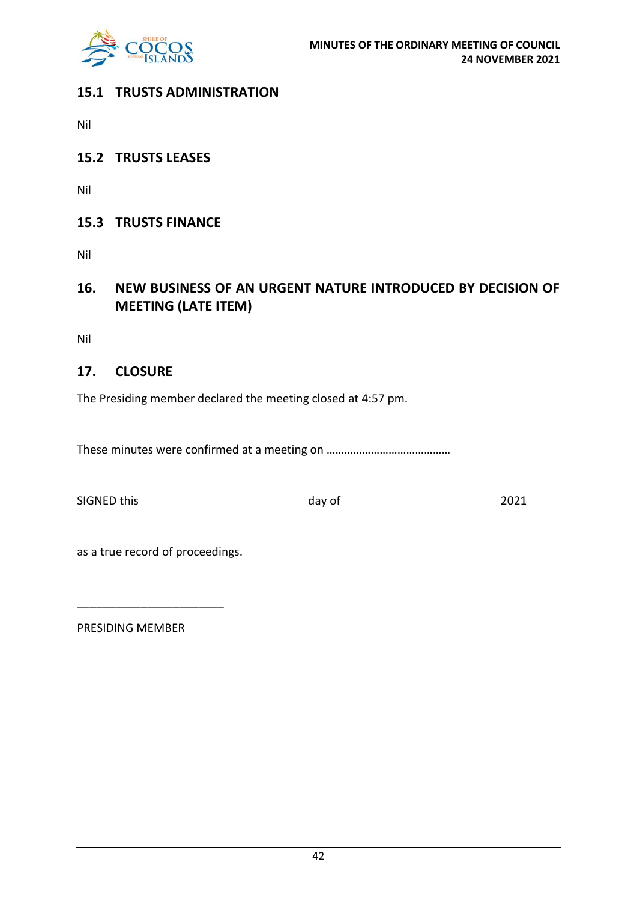## 15.1 TRUSTS ADMINISTRATION

Nil

## 15.2 TRUSTS LEASES

Nil

## 15.3 TRUSTS FINANCE

Nil

# 16. NEW BUSINESS OF AN URGENT NATURE INTRODUCED BY DECISION OF MEETING (LATE ITEM)

Nil

# 17. CLOSURE

The Presiding member declared the meeting closed at 4:57 pm.

These minutes were confirmed at a meeting on ……………………………………

SIGNED this                    day of                    2021

as a true record of proceedings.

\_\_\_\_\_\_\_\_\_\_\_\_\_\_\_\_\_\_\_\_\_\_\_\_

PRESIDING MEMBER